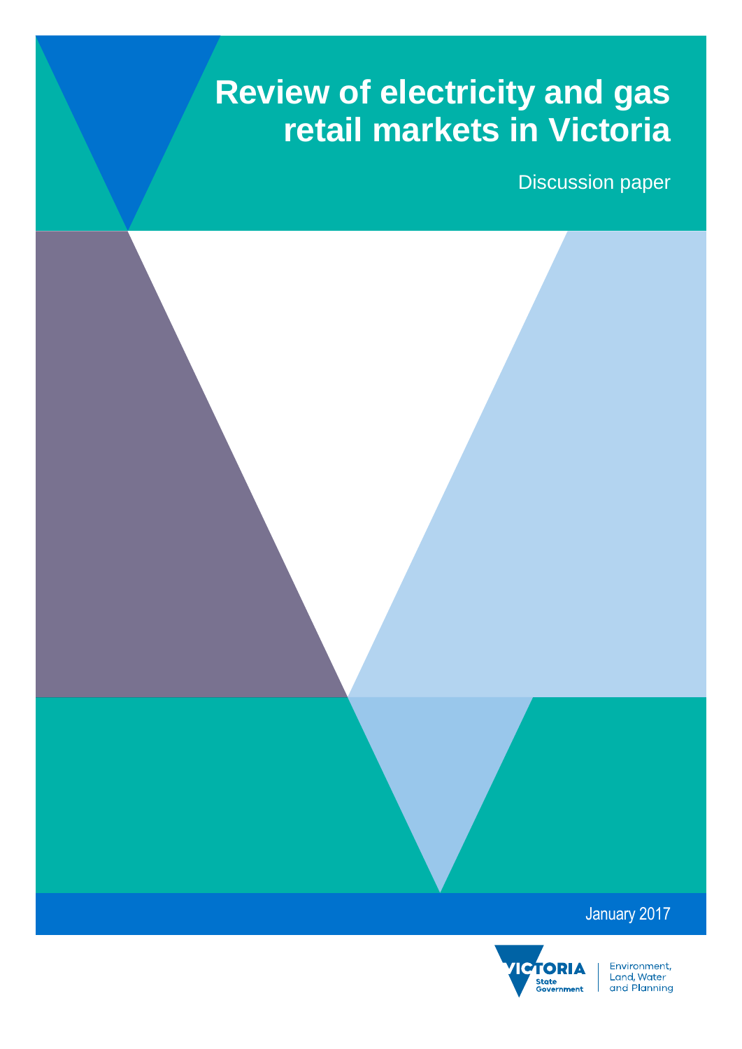# Review of electricity and gas retail markets in Victoria

Discussion paper

January 2017

VICTORIA State Government | Environment, Land, Water and Planning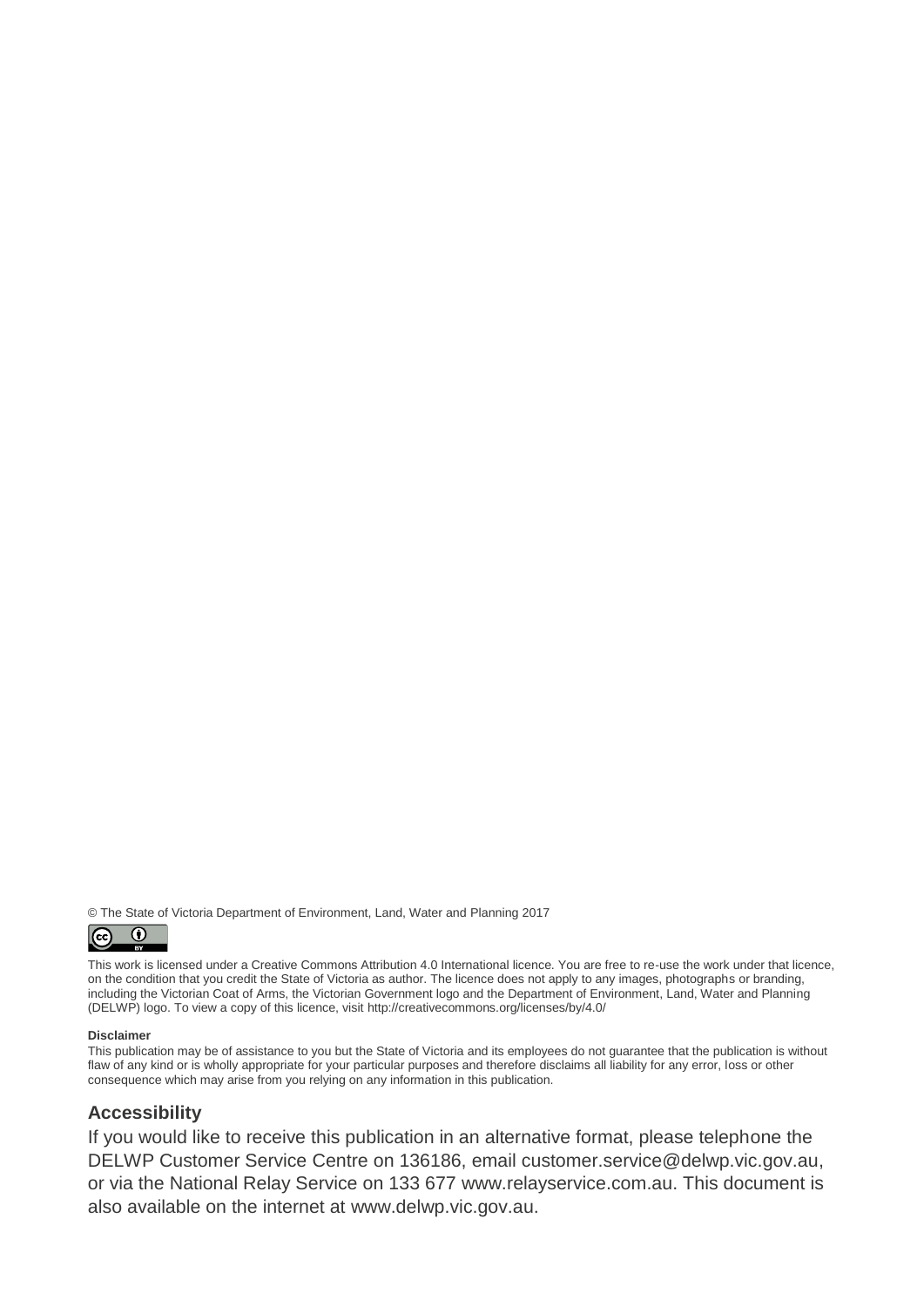© The State of Victoria Department of Environment, Land, Water and Planning 2017

This work is licensed under a Creative Commons Attribution 4.0 International licence. You are free to re-use the work under that licence, on the condition that you credit the State of Victoria as author. The licence does not apply to any images, photographs or branding, including the Victorian Coat of Arms, the Victorian Government logo and the Department of Environment, Land, Water and Planning (DELWP) logo. To view a copy of this licence, visit http://creativecommons.org/licenses/by/4.0/

**Disclaimer**

This publication may be of assistance to you but the State of Victoria and its employees do not guarantee that the publication is without flaw of any kind or is wholly appropriate for your particular purposes and therefore disclaims all liability for any error, loss or other consequence which may arise from you relying on any information in this publication.

## Accessibility

If you would like to receive this publication in an alternative format, please telephone the DELWP Customer Service Centre on 136186, email customer.service@delwp.vic.gov.au, or via the National Relay Service on 133 677 www.relayservice.com.au. This document is also available on the internet at www.delwp.vic.gov.au.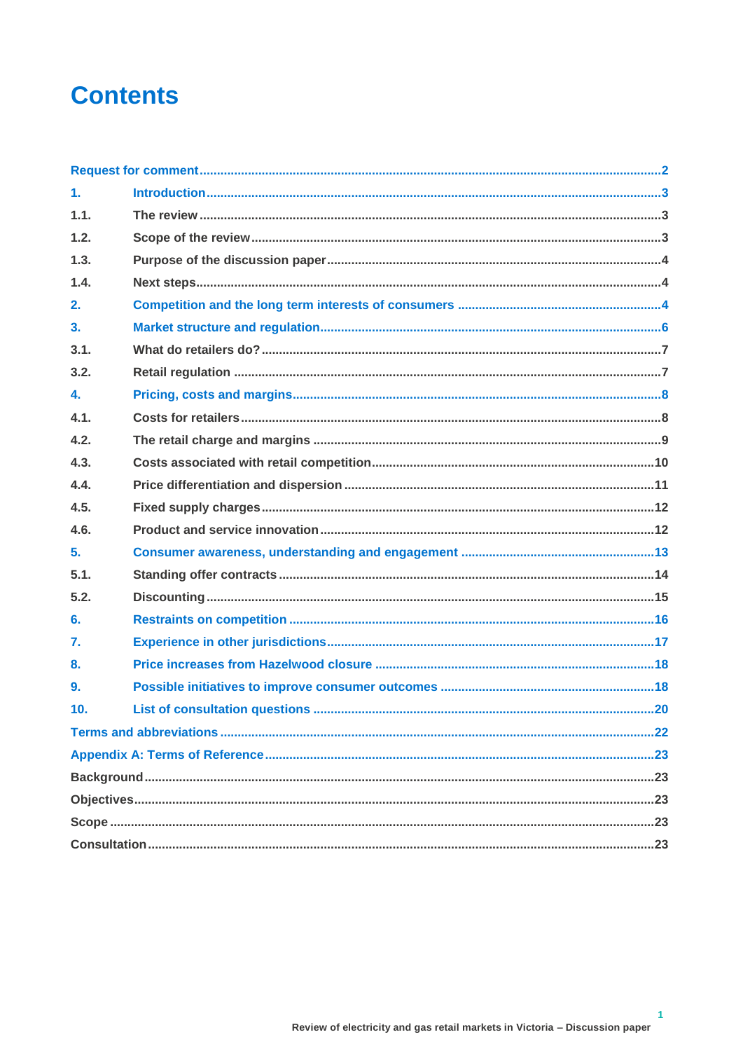# Contents

| | | |
|---|---|---|
| Request for comment | | 2 |
| 1. | Introduction | 3 |
| 1.1. | The review | 3 |
| 1.2. | Scope of the review | 3 |
| 1.3. | Purpose of the discussion paper | 4 |
| 1.4. | Next steps | 4 |
| 2. | Competition and the long term interests of consumers | 4 |
| 3. | Market structure and regulation | 6 |
| 3.1. | What do retailers do? | 7 |
| 3.2. | Retail regulation | 7 |
| 4. | Pricing, costs and margins | 8 |
| 4.1. | Costs for retailers | 8 |
| 4.2. | The retail charge and margins | 9 |
| 4.3. | Costs associated with retail competition | 10 |
| 4.4. | Price differentiation and dispersion | 11 |
| 4.5. | Fixed supply charges | 12 |
| 4.6. | Product and service innovation | 12 |
| 5. | Consumer awareness, understanding and engagement | 13 |
| 5.1. | Standing offer contracts | 14 |
| 5.2. | Discounting | 15 |
| 6. | Restraints on competition | 16 |
| 7. | Experience in other jurisdictions | 17 |
| 8. | Price increases from Hazelwood closure | 18 |
| 9. | Possible initiatives to improve consumer outcomes | 18 |
| 10. | List of consultation questions | 20 |
| Terms and abbreviations | | 22 |
| Appendix A: Terms of Reference | | 23 |
| Background | | 23 |
| Objectives | | 23 |
| Scope | | 23 |
| Consultation | | 23 |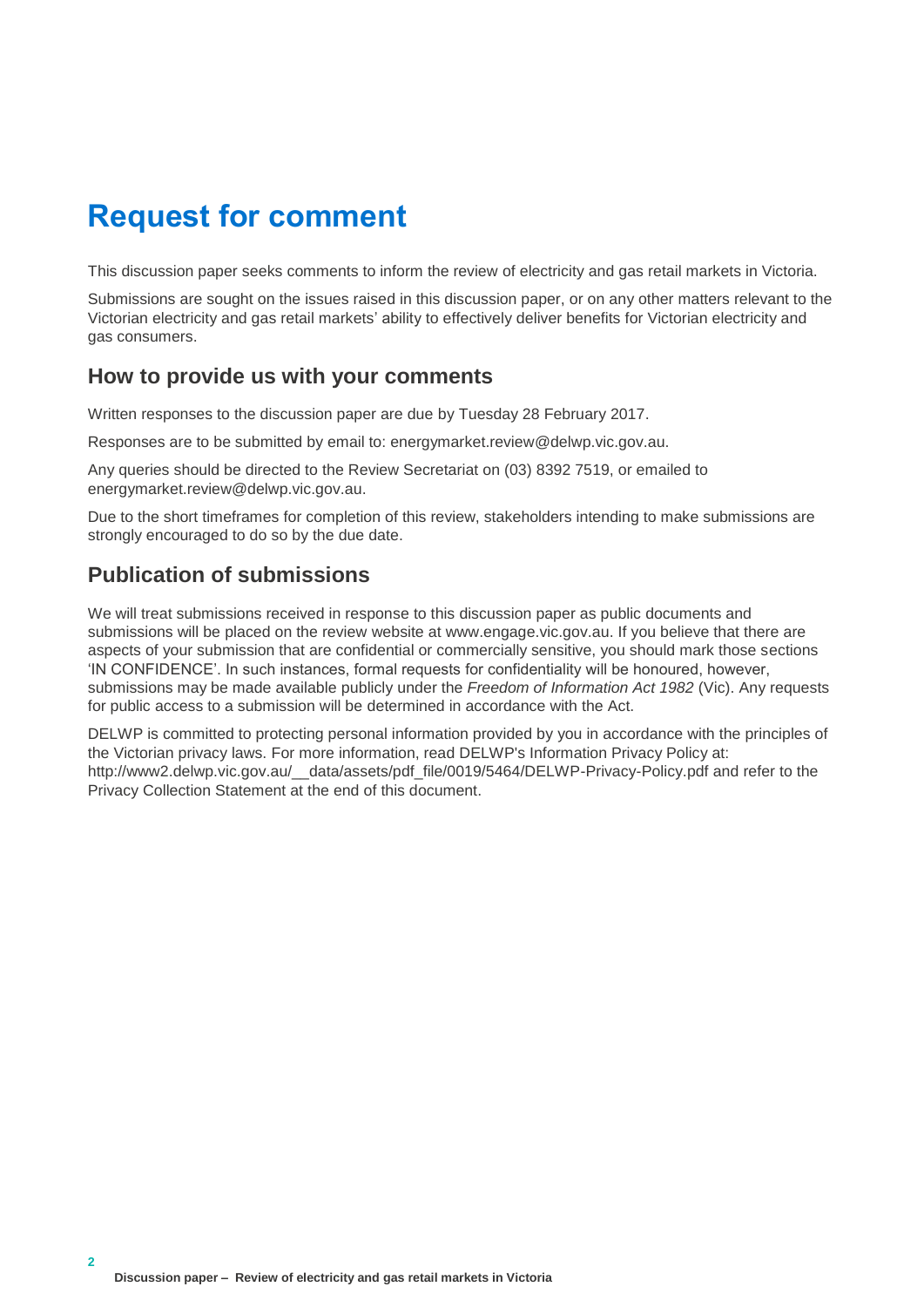# Request for comment

This discussion paper seeks comments to inform the review of electricity and gas retail markets in Victoria.

Submissions are sought on the issues raised in this discussion paper, or on any other matters relevant to the Victorian electricity and gas retail markets' ability to effectively deliver benefits for Victorian electricity and gas consumers.

## How to provide us with your comments

Written responses to the discussion paper are due by Tuesday 28 February 2017.

Responses are to be submitted by email to: energymarket.review@delwp.vic.gov.au.

Any queries should be directed to the Review Secretariat on (03) 8392 7519, or emailed to energymarket.review@delwp.vic.gov.au.

Due to the short timeframes for completion of this review, stakeholders intending to make submissions are strongly encouraged to do so by the due date.

## Publication of submissions

We will treat submissions received in response to this discussion paper as public documents and submissions will be placed on the review website at www.engage.vic.gov.au. If you believe that there are aspects of your submission that are confidential or commercially sensitive, you should mark those sections 'IN CONFIDENCE'. In such instances, formal requests for confidentiality will be honoured, however, submissions may be made available publicly under the *Freedom of Information Act 1982* (Vic). Any requests for public access to a submission will be determined in accordance with the Act.

DELWP is committed to protecting personal information provided by you in accordance with the principles of the Victorian privacy laws. For more information, read DELWP's Information Privacy Policy at: http://www2.delwp.vic.gov.au/__data/assets/pdf_file/0019/5464/DELWP-Privacy-Policy.pdf and refer to the Privacy Collection Statement at the end of this document.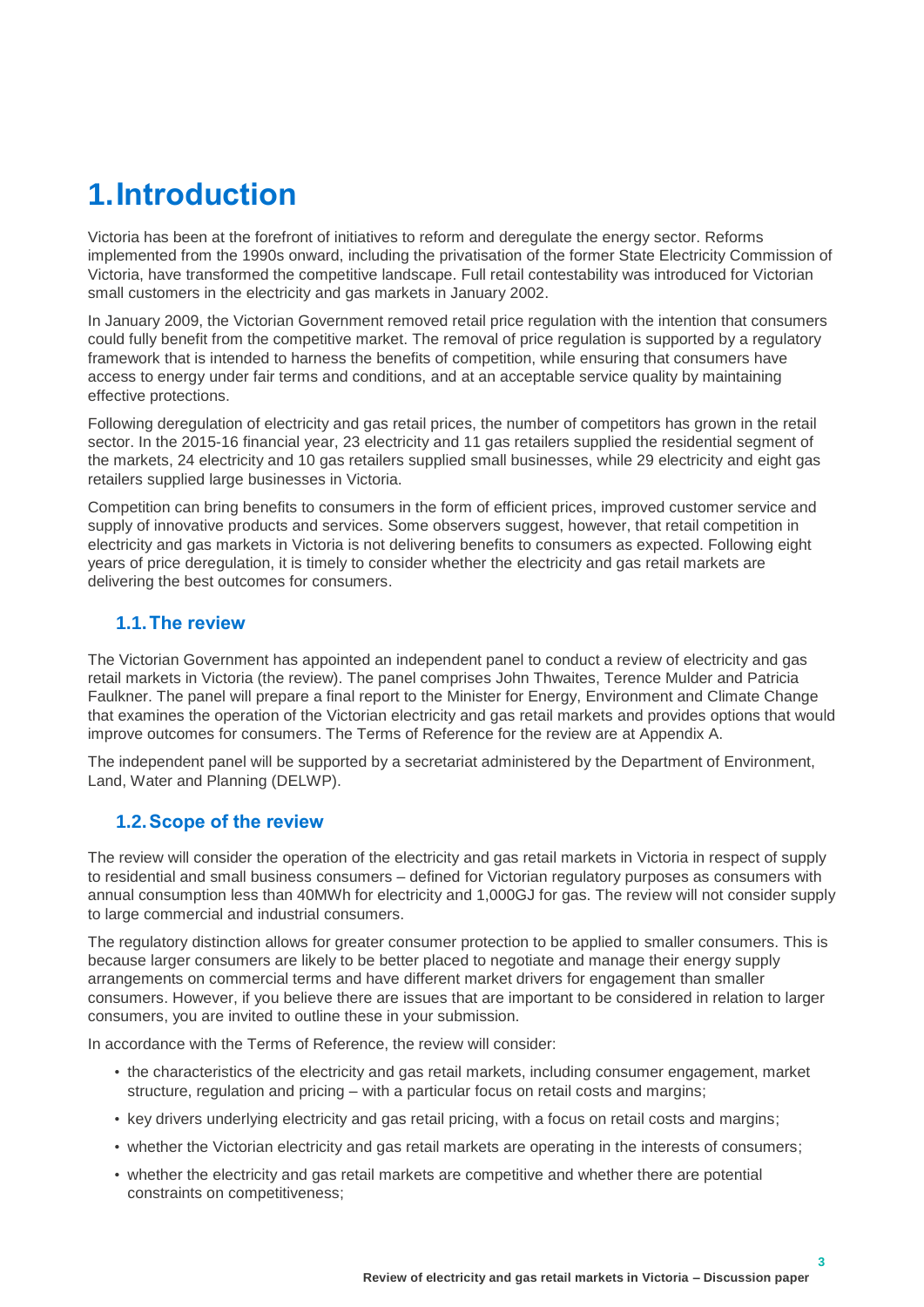# 1. Introduction

Victoria has been at the forefront of initiatives to reform and deregulate the energy sector. Reforms implemented from the 1990s onward, including the privatisation of the former State Electricity Commission of Victoria, have transformed the competitive landscape. Full retail contestability was introduced for Victorian small customers in the electricity and gas markets in January 2002.

In January 2009, the Victorian Government removed retail price regulation with the intention that consumers could fully benefit from the competitive market. The removal of price regulation is supported by a regulatory framework that is intended to harness the benefits of competition, while ensuring that consumers have access to energy under fair terms and conditions, and at an acceptable service quality by maintaining effective protections.

Following deregulation of electricity and gas retail prices, the number of competitors has grown in the retail sector. In the 2015-16 financial year, 23 electricity and 11 gas retailers supplied the residential segment of the markets, 24 electricity and 10 gas retailers supplied small businesses, while 29 electricity and eight gas retailers supplied large businesses in Victoria.

Competition can bring benefits to consumers in the form of efficient prices, improved customer service and supply of innovative products and services. Some observers suggest, however, that retail competition in electricity and gas markets in Victoria is not delivering benefits to consumers as expected. Following eight years of price deregulation, it is timely to consider whether the electricity and gas retail markets are delivering the best outcomes for consumers.

## 1.1. The review

The Victorian Government has appointed an independent panel to conduct a review of electricity and gas retail markets in Victoria (the review). The panel comprises John Thwaites, Terence Mulder and Patricia Faulkner. The panel will prepare a final report to the Minister for Energy, Environment and Climate Change that examines the operation of the Victorian electricity and gas retail markets and provides options that would improve outcomes for consumers. The Terms of Reference for the review are at Appendix A.

The independent panel will be supported by a secretariat administered by the Department of Environment, Land, Water and Planning (DELWP).

## 1.2. Scope of the review

The review will consider the operation of the electricity and gas retail markets in Victoria in respect of supply to residential and small business consumers – defined for Victorian regulatory purposes as consumers with annual consumption less than 40MWh for electricity and 1,000GJ for gas. The review will not consider supply to large commercial and industrial consumers.

The regulatory distinction allows for greater consumer protection to be applied to smaller consumers. This is because larger consumers are likely to be better placed to negotiate and manage their energy supply arrangements on commercial terms and have different market drivers for engagement than smaller consumers. However, if you believe there are issues that are important to be considered in relation to larger consumers, you are invited to outline these in your submission.

In accordance with the Terms of Reference, the review will consider:

- the characteristics of the electricity and gas retail markets, including consumer engagement, market structure, regulation and pricing – with a particular focus on retail costs and margins;
- key drivers underlying electricity and gas retail pricing, with a focus on retail costs and margins;
- whether the Victorian electricity and gas retail markets are operating in the interests of consumers;
- whether the electricity and gas retail markets are competitive and whether there are potential constraints on competitiveness;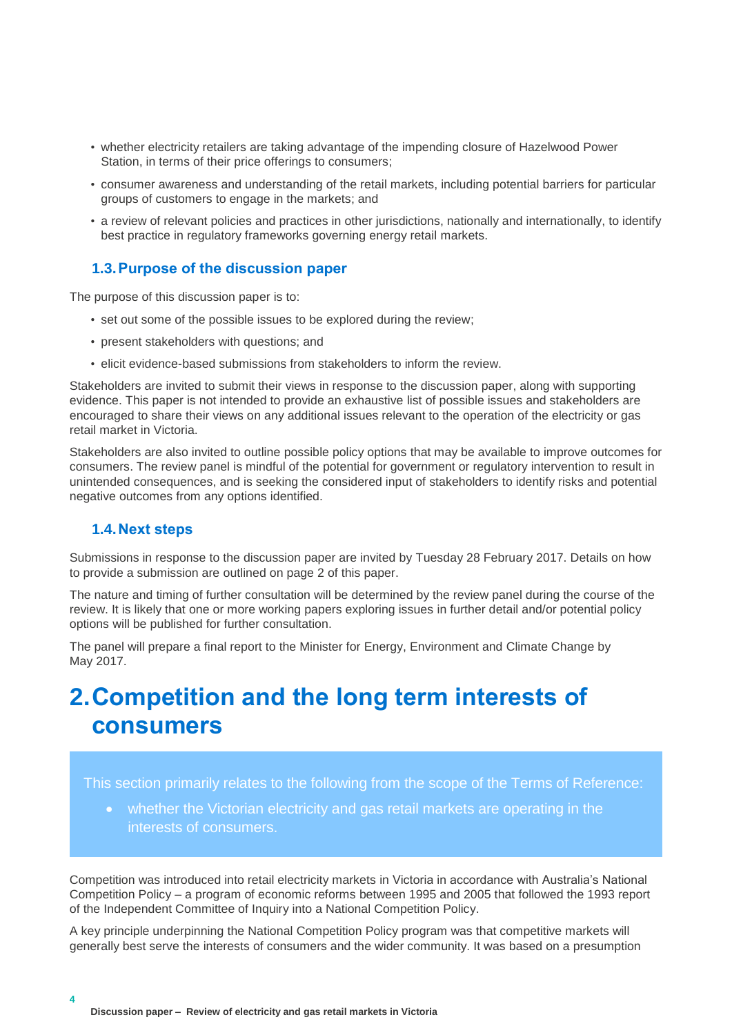- whether electricity retailers are taking advantage of the impending closure of Hazelwood Power Station, in terms of their price offerings to consumers;
- consumer awareness and understanding of the retail markets, including potential barriers for particular groups of customers to engage in the markets; and
- a review of relevant policies and practices in other jurisdictions, nationally and internationally, to identify best practice in regulatory frameworks governing energy retail markets.

### 1.3. Purpose of the discussion paper

The purpose of this discussion paper is to:

- set out some of the possible issues to be explored during the review;
- present stakeholders with questions; and
- elicit evidence-based submissions from stakeholders to inform the review.

Stakeholders are invited to submit their views in response to the discussion paper, along with supporting evidence. This paper is not intended to provide an exhaustive list of possible issues and stakeholders are encouraged to share their views on any additional issues relevant to the operation of the electricity or gas retail market in Victoria.

Stakeholders are also invited to outline possible policy options that may be available to improve outcomes for consumers. The review panel is mindful of the potential for government or regulatory intervention to result in unintended consequences, and is seeking the considered input of stakeholders to identify risks and potential negative outcomes from any options identified.

### 1.4. Next steps

Submissions in response to the discussion paper are invited by Tuesday 28 February 2017. Details on how to provide a submission are outlined on page 2 of this paper.

The nature and timing of further consultation will be determined by the review panel during the course of the review. It is likely that one or more working papers exploring issues in further detail and/or potential policy options will be published for further consultation.

The panel will prepare a final report to the Minister for Energy, Environment and Climate Change by May 2017.

# 2. Competition and the long term interests of consumers

> This section primarily relates to the following from the scope of the Terms of Reference:
>
> - whether the Victorian electricity and gas retail markets are operating in the interests of consumers.

Competition was introduced into retail electricity markets in Victoria in accordance with Australia's National Competition Policy – a program of economic reforms between 1995 and 2005 that followed the 1993 report of the Independent Committee of Inquiry into a National Competition Policy.

A key principle underpinning the National Competition Policy program was that competitive markets will generally best serve the interests of consumers and the wider community. It was based on a presumption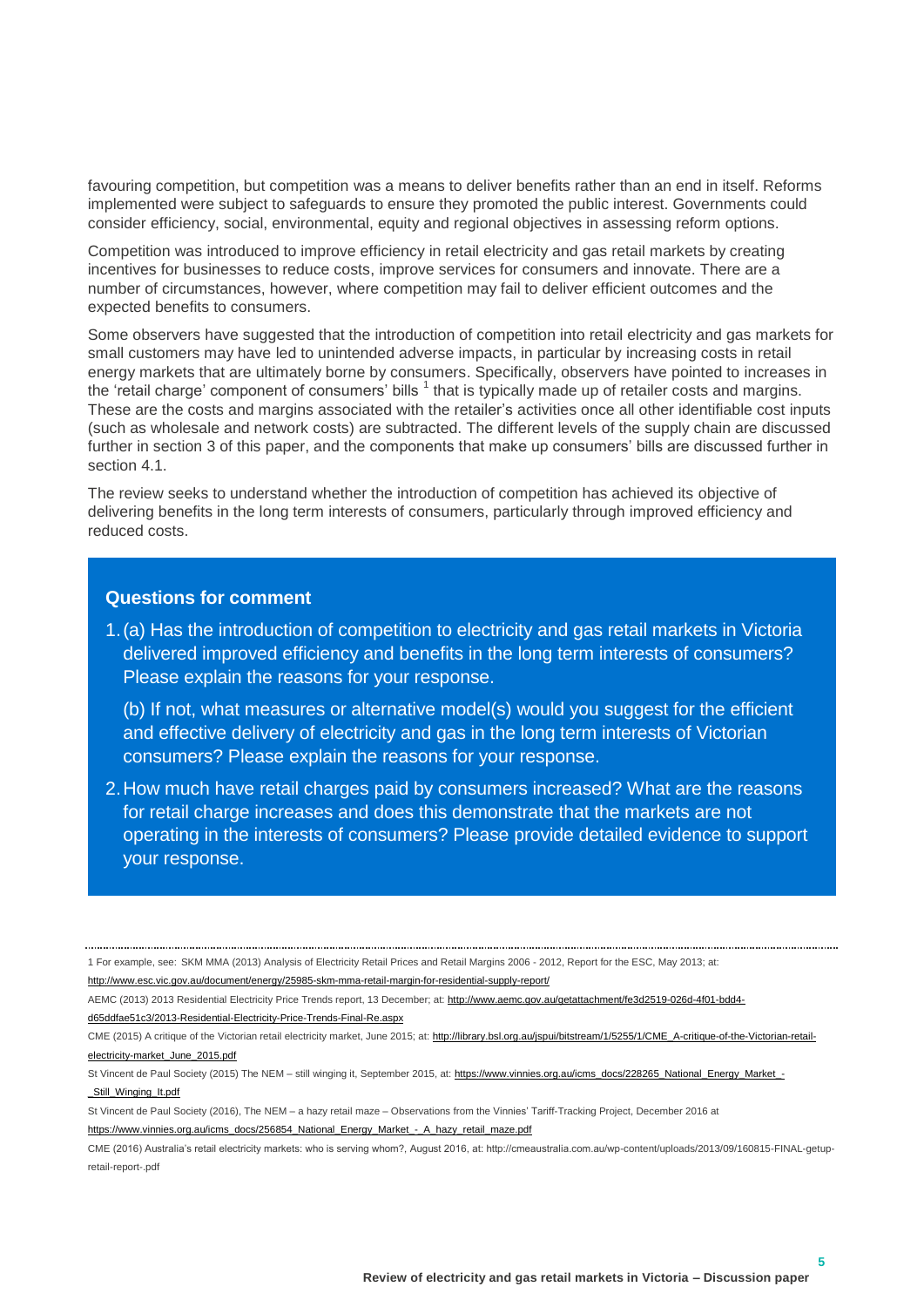favouring competition, but competition was a means to deliver benefits rather than an end in itself. Reforms implemented were subject to safeguards to ensure they promoted the public interest. Governments could consider efficiency, social, environmental, equity and regional objectives in assessing reform options.

Competition was introduced to improve efficiency in retail electricity and gas retail markets by creating incentives for businesses to reduce costs, improve services for consumers and innovate. There are a number of circumstances, however, where competition may fail to deliver efficient outcomes and the expected benefits to consumers.

Some observers have suggested that the introduction of competition into retail electricity and gas markets for small customers may have led to unintended adverse impacts, in particular by increasing costs in retail energy markets that are ultimately borne by consumers. Specifically, observers have pointed to increases in the 'retail charge' component of consumers' bills [1] that is typically made up of retailer costs and margins. These are the costs and margins associated with the retailer's activities once all other identifiable cost inputs (such as wholesale and network costs) are subtracted. The different levels of the supply chain are discussed further in section 3 of this paper, and the components that make up consumers' bills are discussed further in section 4.1.

The review seeks to understand whether the introduction of competition has achieved its objective of delivering benefits in the long term interests of consumers, particularly through improved efficiency and reduced costs.

### Questions for comment

1. (a) Has the introduction of competition to electricity and gas retail markets in Victoria delivered improved efficiency and benefits in the long term interests of consumers? Please explain the reasons for your response.

   (b) If not, what measures or alternative model(s) would you suggest for the efficient and effective delivery of electricity and gas in the long term interests of Victorian consumers? Please explain the reasons for your response.

2. How much have retail charges paid by consumers increased? What are the reasons for retail charge increases and does this demonstrate that the markets are not operating in the interests of consumers? Please provide detailed evidence to support your response.

---

1 For example, see: SKM MMA (2013) Analysis of Electricity Retail Prices and Retail Margins 2006 - 2012, Report for the ESC, May 2013; at: http://www.esc.vic.gov.au/document/energy/25985-skm-mma-retail-margin-for-residential-supply-report/

AEMC (2013) 2013 Residential Electricity Price Trends report, 13 December; at: http://www.aemc.gov.au/getattachment/fe3d2519-026d-4f01-bdd4-d65ddfae51c3/2013-Residential-Electricity-Price-Trends-Final-Re.aspx

CME (2015) A critique of the Victorian retail electricity market, June 2015; at: http://library.bsl.org.au/jspui/bitstream/1/5255/1/CME_A-critique-of-the-Victorian-retail-electricity-market_June_2015.pdf

St Vincent de Paul Society (2015) The NEM – still winging it, September 2015, at: https://www.vinnies.org.au/icms_docs/228265_National_Energy_Market_-_Still_Winging_It.pdf

St Vincent de Paul Society (2016), The NEM – a hazy retail maze – Observations from the Vinnies' Tariff-Tracking Project, December 2016 at https://www.vinnies.org.au/icms_docs/256854_National_Energy_Market_-_A_hazy_retail_maze.pdf

CME (2016) Australia's retail electricity markets: who is serving whom?, August 2016, at: http://cmeaustralia.com.au/wp-content/uploads/2013/09/160815-FINAL-getup-retail-report-.pdf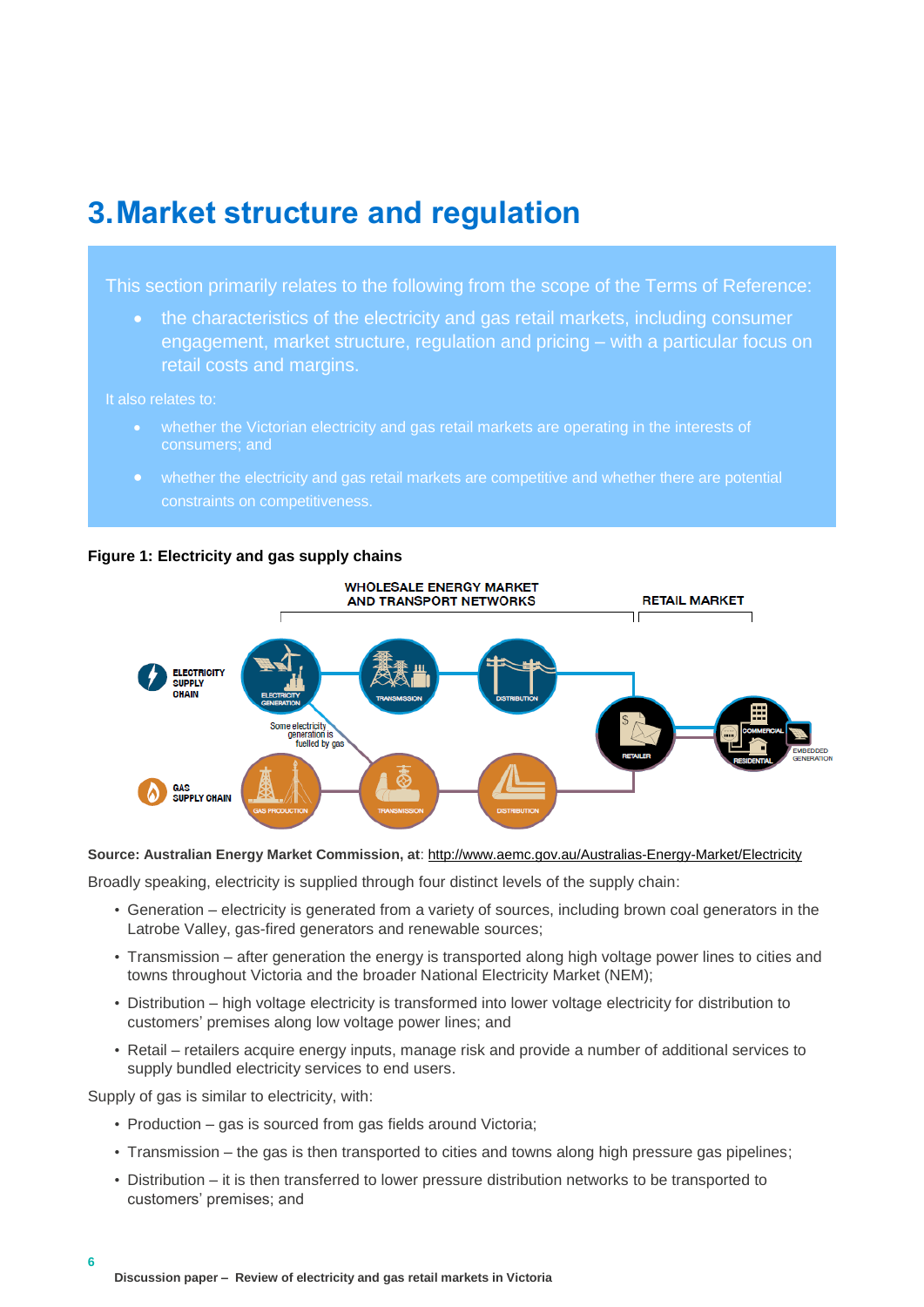# 3. Market structure and regulation

This section primarily relates to the following from the scope of the Terms of Reference:

- the characteristics of the electricity and gas retail markets, including consumer engagement, market structure, regulation and pricing – with a particular focus on retail costs and margins.

It also relates to:

- whether the Victorian electricity and gas retail markets are operating in the interests of consumers; and
- whether the electricity and gas retail markets are competitive and whether there are potential constraints on competitiveness.

**Figure 1: Electricity and gas supply chains**

**Source: Australian Energy Market Commission, at**: http://www.aemc.gov.au/Australias-Energy-Market/Electricity

Broadly speaking, electricity is supplied through four distinct levels of the supply chain:

- Generation – electricity is generated from a variety of sources, including brown coal generators in the Latrobe Valley, gas-fired generators and renewable sources;
- Transmission – after generation the energy is transported along high voltage power lines to cities and towns throughout Victoria and the broader National Electricity Market (NEM);
- Distribution – high voltage electricity is transformed into lower voltage electricity for distribution to customers' premises along low voltage power lines; and
- Retail – retailers acquire energy inputs, manage risk and provide a number of additional services to supply bundled electricity services to end users.

Supply of gas is similar to electricity, with:

- Production – gas is sourced from gas fields around Victoria;
- Transmission – the gas is then transported to cities and towns along high pressure gas pipelines;
- Distribution – it is then transferred to lower pressure distribution networks to be transported to customers' premises; and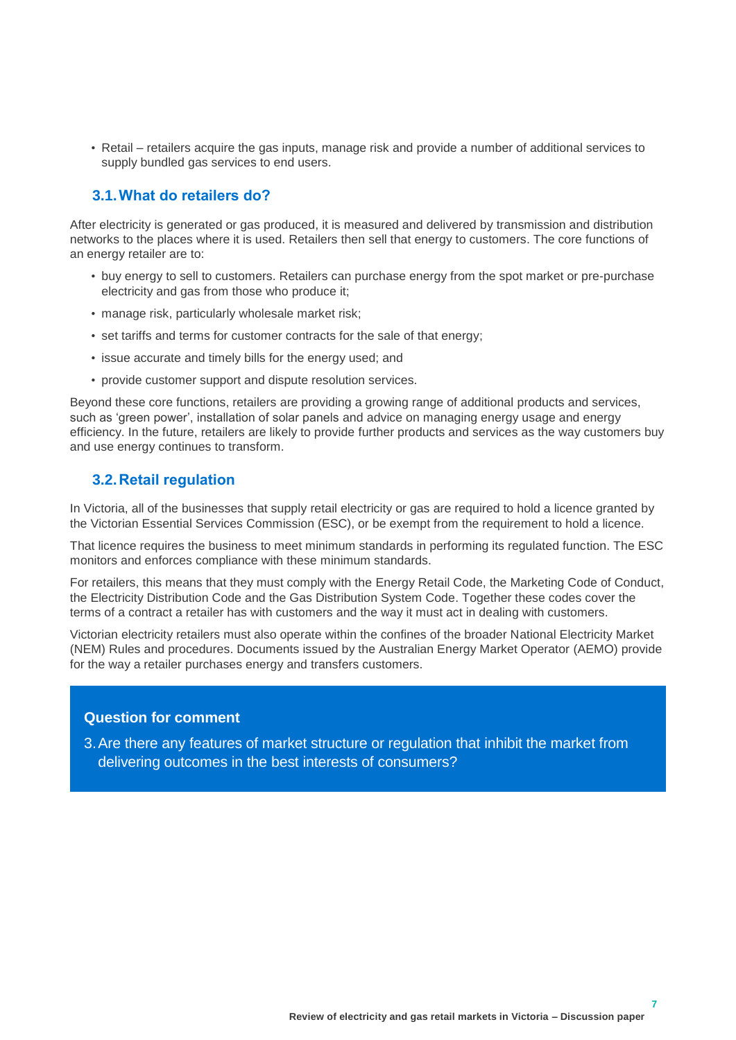- Retail – retailers acquire the gas inputs, manage risk and provide a number of additional services to supply bundled gas services to end users.

## 3.1. What do retailers do?

After electricity is generated or gas produced, it is measured and delivered by transmission and distribution networks to the places where it is used. Retailers then sell that energy to customers. The core functions of an energy retailer are to:

- buy energy to sell to customers. Retailers can purchase energy from the spot market or pre-purchase electricity and gas from those who produce it;
- manage risk, particularly wholesale market risk;
- set tariffs and terms for customer contracts for the sale of that energy;
- issue accurate and timely bills for the energy used; and
- provide customer support and dispute resolution services.

Beyond these core functions, retailers are providing a growing range of additional products and services, such as 'green power', installation of solar panels and advice on managing energy usage and energy efficiency. In the future, retailers are likely to provide further products and services as the way customers buy and use energy continues to transform.

## 3.2. Retail regulation

In Victoria, all of the businesses that supply retail electricity or gas are required to hold a licence granted by the Victorian Essential Services Commission (ESC), or be exempt from the requirement to hold a licence.

That licence requires the business to meet minimum standards in performing its regulated function. The ESC monitors and enforces compliance with these minimum standards.

For retailers, this means that they must comply with the Energy Retail Code, the Marketing Code of Conduct, the Electricity Distribution Code and the Gas Distribution System Code. Together these codes cover the terms of a contract a retailer has with customers and the way it must act in dealing with customers.

Victorian electricity retailers must also operate within the confines of the broader National Electricity Market (NEM) Rules and procedures. Documents issued by the Australian Energy Market Operator (AEMO) provide for the way a retailer purchases energy and transfers customers.

**Question for comment**

3. Are there any features of market structure or regulation that inhibit the market from delivering outcomes in the best interests of consumers?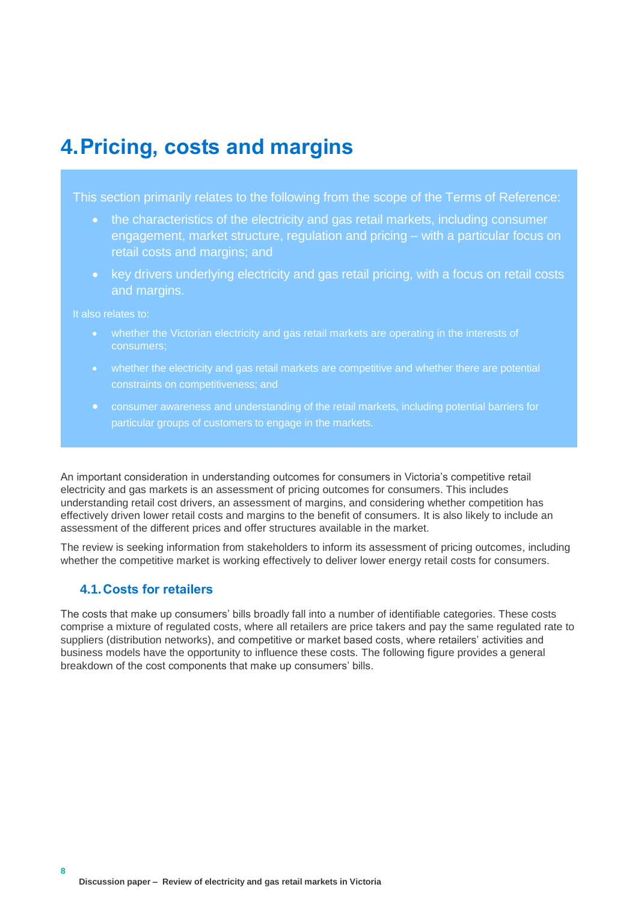# 4. Pricing, costs and margins

> This section primarily relates to the following from the scope of the Terms of Reference:
>
> - the characteristics of the electricity and gas retail markets, including consumer engagement, market structure, regulation and pricing – with a particular focus on retail costs and margins; and
> - key drivers underlying electricity and gas retail pricing, with a focus on retail costs and margins.
>
> It also relates to:
>
> - whether the Victorian electricity and gas retail markets are operating in the interests of consumers;
> - whether the electricity and gas retail markets are competitive and whether there are potential constraints on competitiveness; and
> - consumer awareness and understanding of the retail markets, including potential barriers for particular groups of customers to engage in the markets.

An important consideration in understanding outcomes for consumers in Victoria's competitive retail electricity and gas markets is an assessment of pricing outcomes for consumers. This includes understanding retail cost drivers, an assessment of margins, and considering whether competition has effectively driven lower retail costs and margins to the benefit of consumers. It is also likely to include an assessment of the different prices and offer structures available in the market.

The review is seeking information from stakeholders to inform its assessment of pricing outcomes, including whether the competitive market is working effectively to deliver lower energy retail costs for consumers.

## 4.1. Costs for retailers

The costs that make up consumers' bills broadly fall into a number of identifiable categories. These costs comprise a mixture of regulated costs, where all retailers are price takers and pay the same regulated rate to suppliers (distribution networks), and competitive or market based costs, where retailers' activities and business models have the opportunity to influence these costs. The following figure provides a general breakdown of the cost components that make up consumers' bills.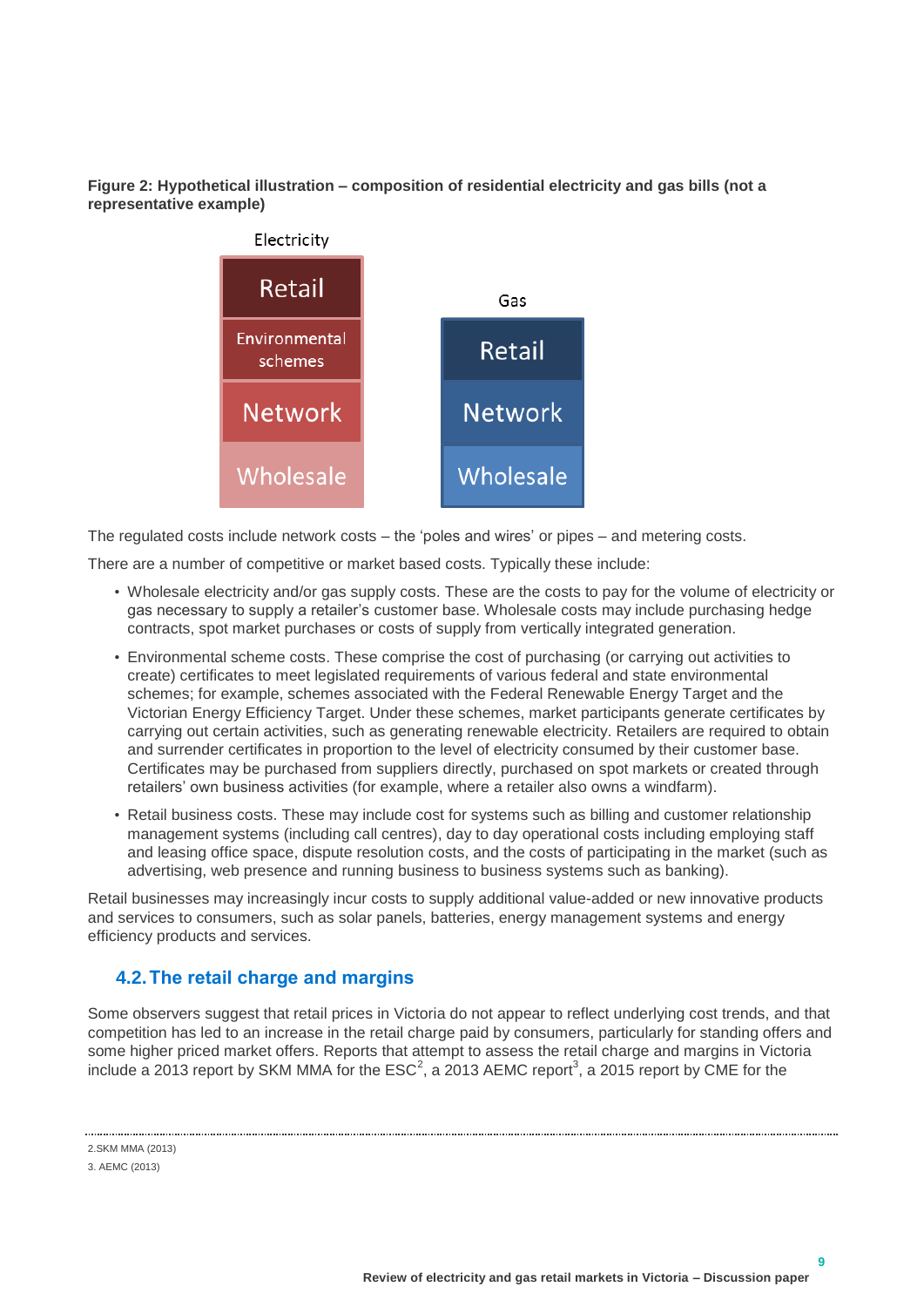**Figure 2: Hypothetical illustration – composition of residential electricity and gas bills (not a representative example)**

| Electricity | Gas |
|---|---|
| Retail | Retail |
| Environmental schemes | |
| Network | Network |
| Wholesale | Wholesale |

The regulated costs include network costs – the 'poles and wires' or pipes – and metering costs.

There are a number of competitive or market based costs. Typically these include:

- Wholesale electricity and/or gas supply costs. These are the costs to pay for the volume of electricity or gas necessary to supply a retailer's customer base. Wholesale costs may include purchasing hedge contracts, spot market purchases or costs of supply from vertically integrated generation.
- Environmental scheme costs. These comprise the cost of purchasing (or carrying out activities to create) certificates to meet legislated requirements of various federal and state environmental schemes; for example, schemes associated with the Federal Renewable Energy Target and the Victorian Energy Efficiency Target. Under these schemes, market participants generate certificates by carrying out certain activities, such as generating renewable electricity. Retailers are required to obtain and surrender certificates in proportion to the level of electricity consumed by their customer base. Certificates may be purchased from suppliers directly, purchased on spot markets or created through retailers' own business activities (for example, where a retailer also owns a windfarm).
- Retail business costs. These may include cost for systems such as billing and customer relationship management systems (including call centres), day to day operational costs including employing staff and leasing office space, dispute resolution costs, and the costs of participating in the market (such as advertising, web presence and running business to business systems such as banking).

Retail businesses may increasingly incur costs to supply additional value-added or new innovative products and services to consumers, such as solar panels, batteries, energy management systems and energy efficiency products and services.

## 4.2. The retail charge and margins

Some observers suggest that retail prices in Victoria do not appear to reflect underlying cost trends, and that competition has led to an increase in the retail charge paid by consumers, particularly for standing offers and some higher priced market offers. Reports that attempt to assess the retail charge and margins in Victoria include a 2013 report by SKM MMA for the ESC[2], a 2013 AEMC report[3], a 2015 report by CME for the

2. SKM MMA (2013)

3. AEMC (2013)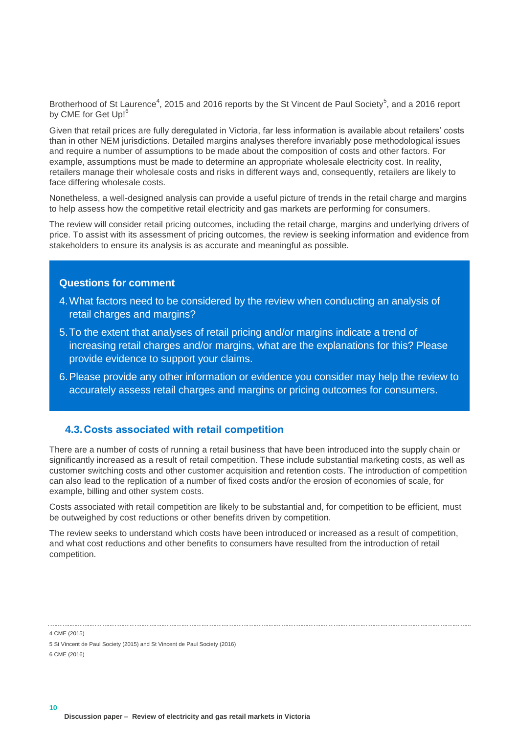Brotherhood of St Laurence[4], 2015 and 2016 reports by the St Vincent de Paul Society[5], and a 2016 report by CME for Get Up![6]

Given that retail prices are fully deregulated in Victoria, far less information is available about retailers' costs than in other NEM jurisdictions. Detailed margins analyses therefore invariably pose methodological issues and require a number of assumptions to be made about the composition of costs and other factors. For example, assumptions must be made to determine an appropriate wholesale electricity cost. In reality, retailers manage their wholesale costs and risks in different ways and, consequently, retailers are likely to face differing wholesale costs.

Nonetheless, a well-designed analysis can provide a useful picture of trends in the retail charge and margins to help assess how the competitive retail electricity and gas markets are performing for consumers.

The review will consider retail pricing outcomes, including the retail charge, margins and underlying drivers of price. To assist with its assessment of pricing outcomes, the review is seeking information and evidence from stakeholders to ensure its analysis is as accurate and meaningful as possible.

**Questions for comment**

4. What factors need to be considered by the review when conducting an analysis of retail charges and margins?
5. To the extent that analyses of retail pricing and/or margins indicate a trend of increasing retail charges and/or margins, what are the explanations for this? Please provide evidence to support your claims.
6. Please provide any other information or evidence you consider may help the review to accurately assess retail charges and margins or pricing outcomes for consumers.

## 4.3. Costs associated with retail competition

There are a number of costs of running a retail business that have been introduced into the supply chain or significantly increased as a result of retail competition. These include substantial marketing costs, as well as customer switching costs and other customer acquisition and retention costs. The introduction of competition can also lead to the replication of a number of fixed costs and/or the erosion of economies of scale, for example, billing and other system costs.

Costs associated with retail competition are likely to be substantial and, for competition to be efficient, must be outweighed by cost reductions or other benefits driven by competition.

The review seeks to understand which costs have been introduced or increased as a result of competition, and what cost reductions and other benefits to consumers have resulted from the introduction of retail competition.

4 CME (2015)

5 St Vincent de Paul Society (2015) and St Vincent de Paul Society (2016)

6 CME (2016)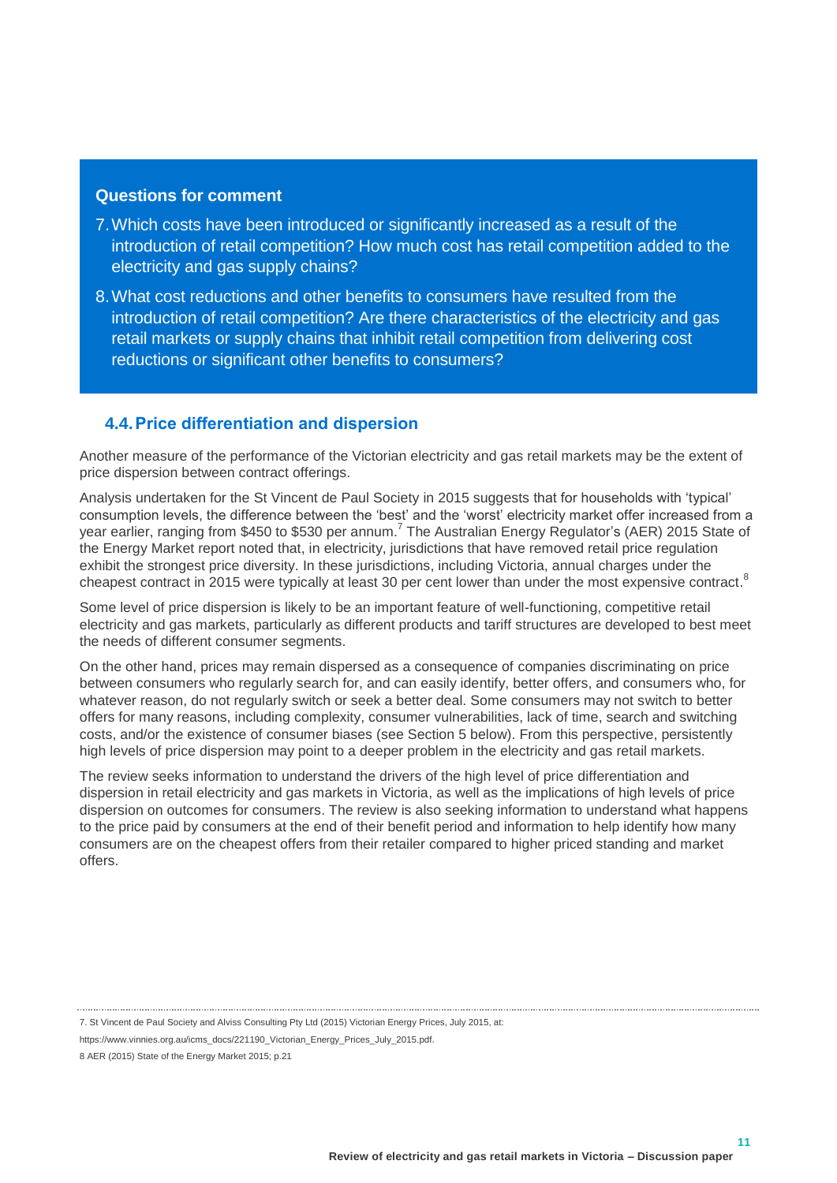**Questions for comment**

7. Which costs have been introduced or significantly increased as a result of the introduction of retail competition? How much cost has retail competition added to the electricity and gas supply chains?
8. What cost reductions and other benefits to consumers have resulted from the introduction of retail competition? Are there characteristics of the electricity and gas retail markets or supply chains that inhibit retail competition from delivering cost reductions or significant other benefits to consumers?

## 4.4. Price differentiation and dispersion

Another measure of the performance of the Victorian electricity and gas retail markets may be the extent of price dispersion between contract offerings.

Analysis undertaken for the St Vincent de Paul Society in 2015 suggests that for households with 'typical' consumption levels, the difference between the 'best' and the 'worst' electricity market offer increased from a year earlier, ranging from $450 to $530 per annum.[7] The Australian Energy Regulator's (AER) 2015 State of the Energy Market report noted that, in electricity, jurisdictions that have removed retail price regulation exhibit the strongest price diversity. In these jurisdictions, including Victoria, annual charges under the cheapest contract in 2015 were typically at least 30 per cent lower than under the most expensive contract.[8]

Some level of price dispersion is likely to be an important feature of well-functioning, competitive retail electricity and gas markets, particularly as different products and tariff structures are developed to best meet the needs of different consumer segments.

On the other hand, prices may remain dispersed as a consequence of companies discriminating on price between consumers who regularly search for, and can easily identify, better offers, and consumers who, for whatever reason, do not regularly switch or seek a better deal. Some consumers may not switch to better offers for many reasons, including complexity, consumer vulnerabilities, lack of time, search and switching costs, and/or the existence of consumer biases (see Section 5 below). From this perspective, persistently high levels of price dispersion may point to a deeper problem in the electricity and gas retail markets.

The review seeks information to understand the drivers of the high level of price differentiation and dispersion in retail electricity and gas markets in Victoria, as well as the implications of high levels of price dispersion on outcomes for consumers. The review is also seeking information to understand what happens to the price paid by consumers at the end of their benefit period and information to help identify how many consumers are on the cheapest offers from their retailer compared to higher priced standing and market offers.

---

7. St Vincent de Paul Society and Alviss Consulting Pty Ltd (2015) Victorian Energy Prices, July 2015, at: https://www.vinnies.org.au/icms_docs/221190_Victorian_Energy_Prices_July_2015.pdf.

8 AER (2015) State of the Energy Market 2015; p.21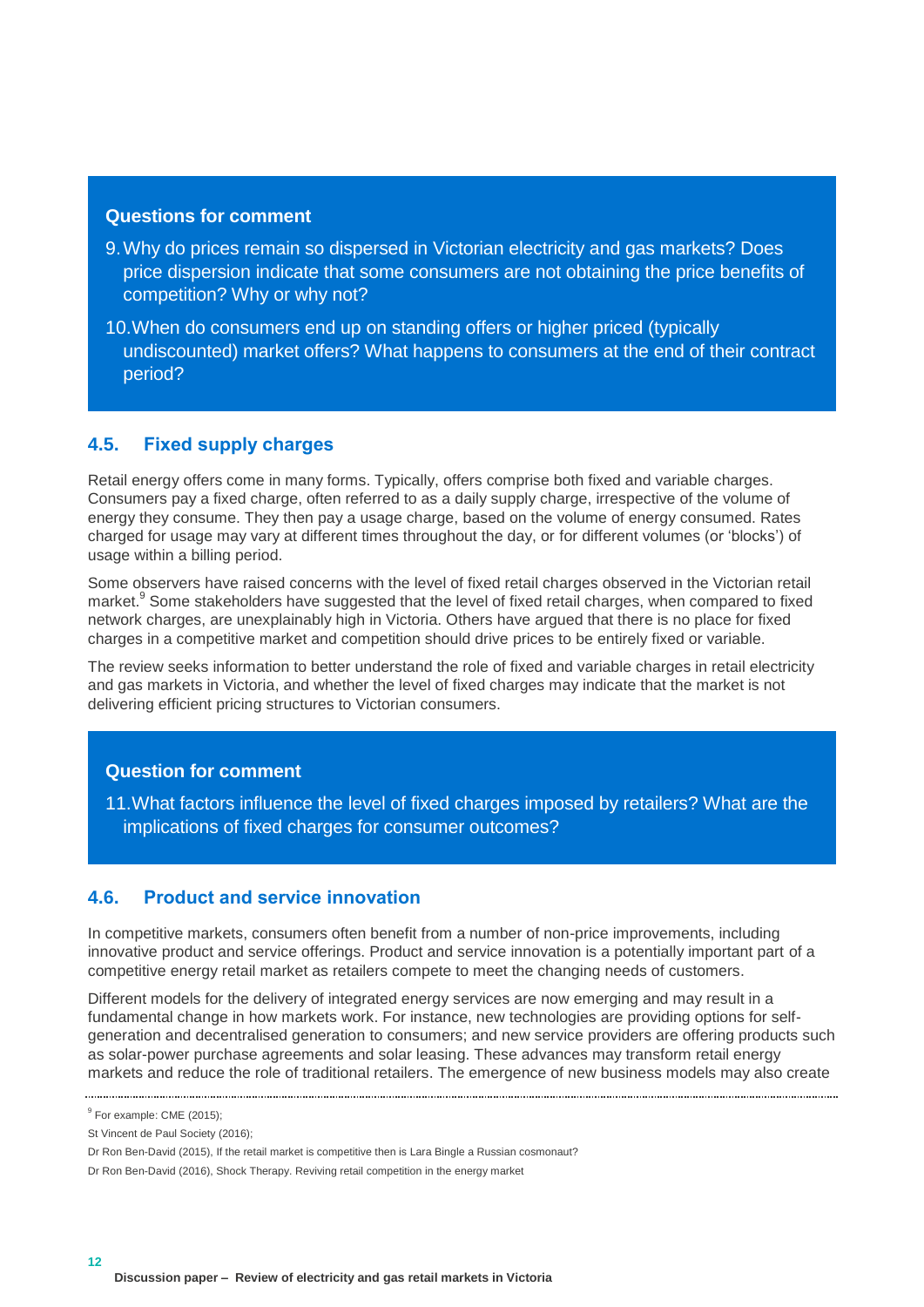**Questions for comment**

9. Why do prices remain so dispersed in Victorian electricity and gas markets? Does price dispersion indicate that some consumers are not obtaining the price benefits of competition? Why or why not?
10. When do consumers end up on standing offers or higher priced (typically undiscounted) market offers? What happens to consumers at the end of their contract period?

## 4.5. Fixed supply charges

Retail energy offers come in many forms. Typically, offers comprise both fixed and variable charges. Consumers pay a fixed charge, often referred to as a daily supply charge, irrespective of the volume of energy they consume. They then pay a usage charge, based on the volume of energy consumed. Rates charged for usage may vary at different times throughout the day, or for different volumes (or 'blocks') of usage within a billing period.

Some observers have raised concerns with the level of fixed retail charges observed in the Victorian retail market.[9] Some stakeholders have suggested that the level of fixed retail charges, when compared to fixed network charges, are unexplainably high in Victoria. Others have argued that there is no place for fixed charges in a competitive market and competition should drive prices to be entirely fixed or variable.

The review seeks information to better understand the role of fixed and variable charges in retail electricity and gas markets in Victoria, and whether the level of fixed charges may indicate that the market is not delivering efficient pricing structures to Victorian consumers.

**Question for comment**

11. What factors influence the level of fixed charges imposed by retailers? What are the implications of fixed charges for consumer outcomes?

## 4.6. Product and service innovation

In competitive markets, consumers often benefit from a number of non-price improvements, including innovative product and service offerings. Product and service innovation is a potentially important part of a competitive energy retail market as retailers compete to meet the changing needs of customers.

Different models for the delivery of integrated energy services are now emerging and may result in a fundamental change in how markets work. For instance, new technologies are providing options for self-generation and decentralised generation to consumers; and new service providers are offering products such as solar-power purchase agreements and solar leasing. These advances may transform retail energy markets and reduce the role of traditional retailers. The emergence of new business models may also create

---

[9] For example: CME (2015);

St Vincent de Paul Society (2016);

Dr Ron Ben-David (2015), If the retail market is competitive then is Lara Bingle a Russian cosmonaut?

Dr Ron Ben-David (2016), Shock Therapy. Reviving retail competition in the energy market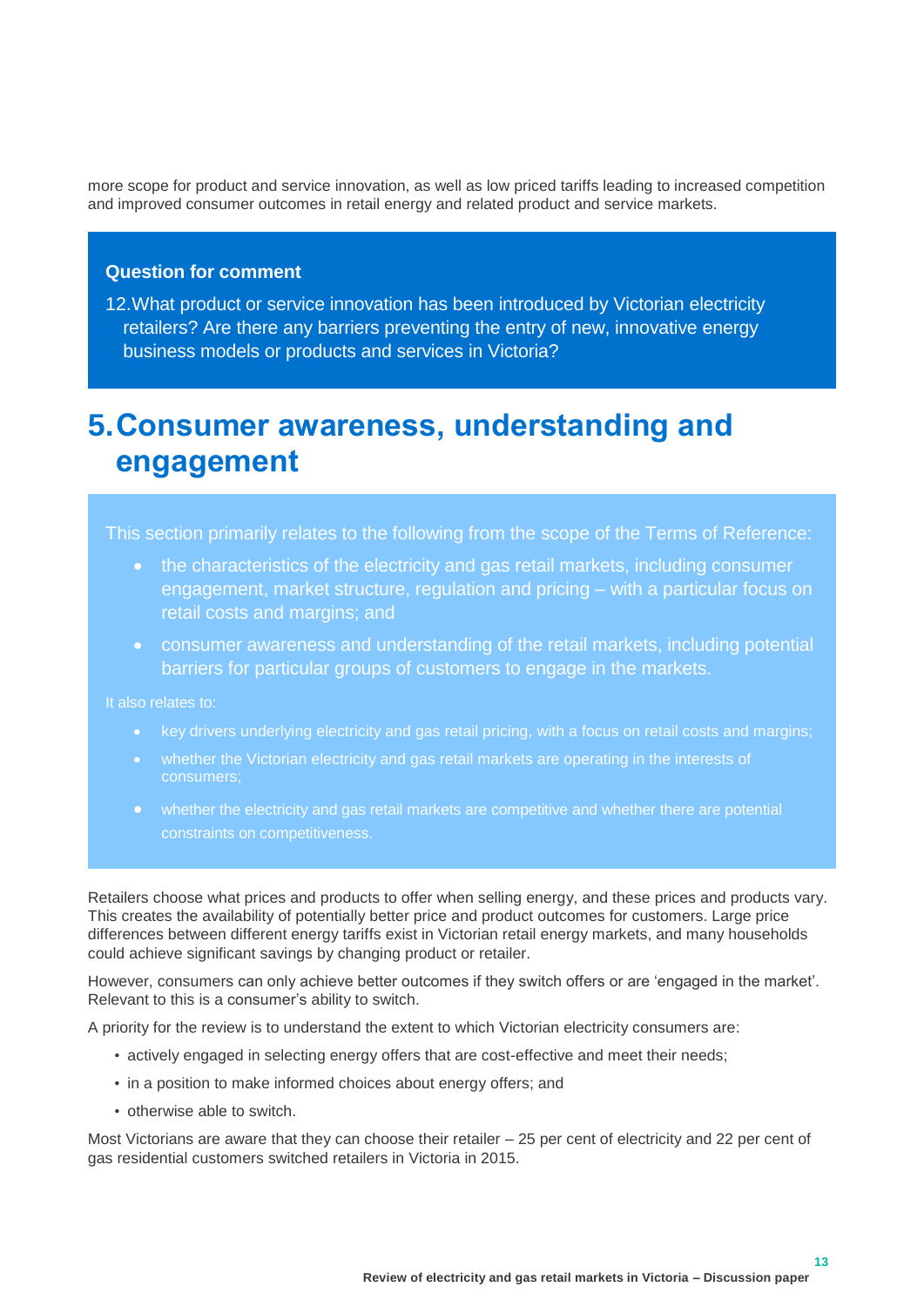more scope for product and service innovation, as well as low priced tariffs leading to increased competition and improved consumer outcomes in retail energy and related product and service markets.

**Question for comment**

12. What product or service innovation has been introduced by Victorian electricity retailers? Are there any barriers preventing the entry of new, innovative energy business models or products and services in Victoria?

# 5. Consumer awareness, understanding and engagement

This section primarily relates to the following from the scope of the Terms of Reference:

- the characteristics of the electricity and gas retail markets, including consumer engagement, market structure, regulation and pricing – with a particular focus on retail costs and margins; and
- consumer awareness and understanding of the retail markets, including potential barriers for particular groups of customers to engage in the markets.

It also relates to:

- key drivers underlying electricity and gas retail pricing, with a focus on retail costs and margins;
- whether the Victorian electricity and gas retail markets are operating in the interests of consumers;
- whether the electricity and gas retail markets are competitive and whether there are potential constraints on competitiveness.

Retailers choose what prices and products to offer when selling energy, and these prices and products vary. This creates the availability of potentially better price and product outcomes for customers. Large price differences between different energy tariffs exist in Victorian retail energy markets, and many households could achieve significant savings by changing product or retailer.

However, consumers can only achieve better outcomes if they switch offers or are 'engaged in the market'. Relevant to this is a consumer's ability to switch.

A priority for the review is to understand the extent to which Victorian electricity consumers are:

- actively engaged in selecting energy offers that are cost-effective and meet their needs;
- in a position to make informed choices about energy offers; and
- otherwise able to switch.

Most Victorians are aware that they can choose their retailer – 25 per cent of electricity and 22 per cent of gas residential customers switched retailers in Victoria in 2015.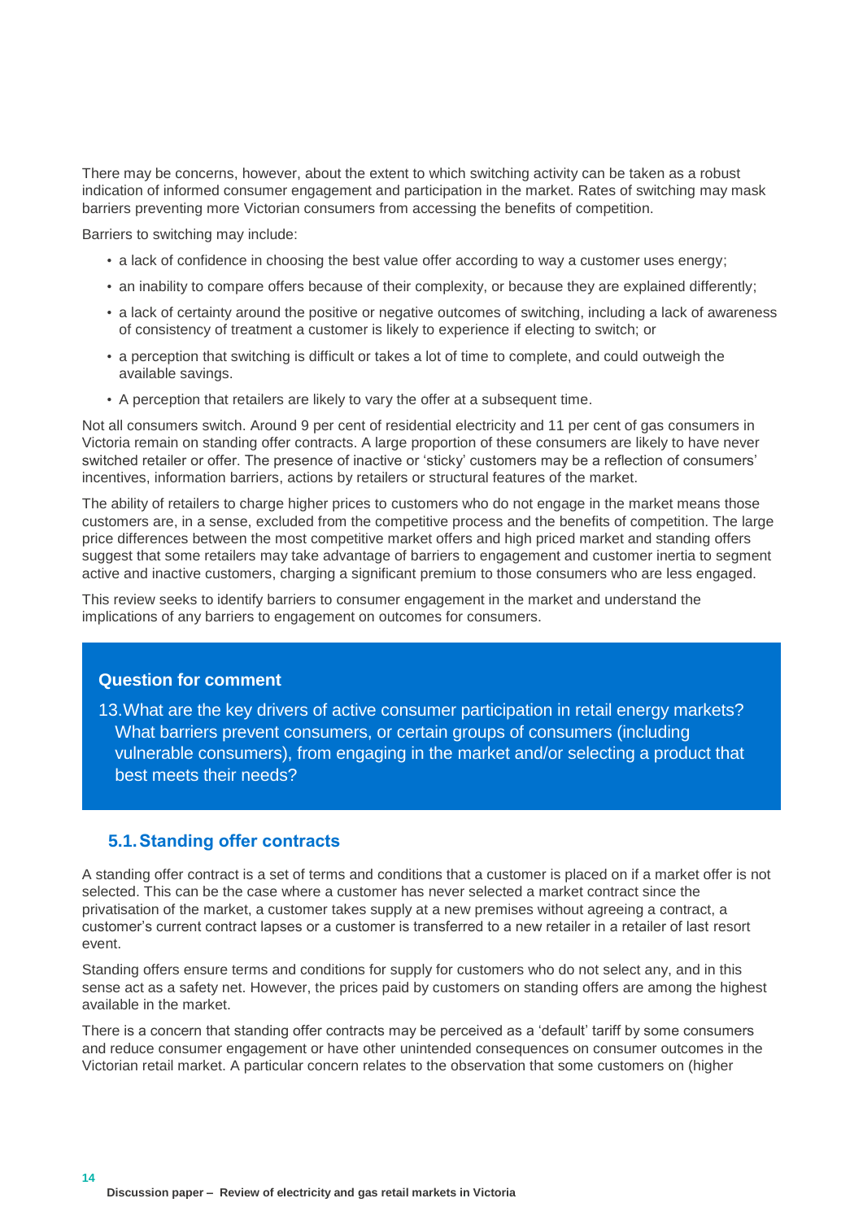There may be concerns, however, about the extent to which switching activity can be taken as a robust indication of informed consumer engagement and participation in the market. Rates of switching may mask barriers preventing more Victorian consumers from accessing the benefits of competition.

Barriers to switching may include:

- a lack of confidence in choosing the best value offer according to way a customer uses energy;
- an inability to compare offers because of their complexity, or because they are explained differently;
- a lack of certainty around the positive or negative outcomes of switching, including a lack of awareness of consistency of treatment a customer is likely to experience if electing to switch; or
- a perception that switching is difficult or takes a lot of time to complete, and could outweigh the available savings.
- A perception that retailers are likely to vary the offer at a subsequent time.

Not all consumers switch. Around 9 per cent of residential electricity and 11 per cent of gas consumers in Victoria remain on standing offer contracts. A large proportion of these consumers are likely to have never switched retailer or offer. The presence of inactive or 'sticky' customers may be a reflection of consumers' incentives, information barriers, actions by retailers or structural features of the market.

The ability of retailers to charge higher prices to customers who do not engage in the market means those customers are, in a sense, excluded from the competitive process and the benefits of competition. The large price differences between the most competitive market offers and high priced market and standing offers suggest that some retailers may take advantage of barriers to engagement and customer inertia to segment active and inactive customers, charging a significant premium to those consumers who are less engaged.

This review seeks to identify barriers to consumer engagement in the market and understand the implications of any barriers to engagement on outcomes for consumers.

**Question for comment**

13. What are the key drivers of active consumer participation in retail energy markets? What barriers prevent consumers, or certain groups of consumers (including vulnerable consumers), from engaging in the market and/or selecting a product that best meets their needs?

## 5.1. Standing offer contracts

A standing offer contract is a set of terms and conditions that a customer is placed on if a market offer is not selected. This can be the case where a customer has never selected a market contract since the privatisation of the market, a customer takes supply at a new premises without agreeing a contract, a customer's current contract lapses or a customer is transferred to a new retailer in a retailer of last resort event.

Standing offers ensure terms and conditions for supply for customers who do not select any, and in this sense act as a safety net. However, the prices paid by customers on standing offers are among the highest available in the market.

There is a concern that standing offer contracts may be perceived as a 'default' tariff by some consumers and reduce consumer engagement or have other unintended consequences on consumer outcomes in the Victorian retail market. A particular concern relates to the observation that some customers on (higher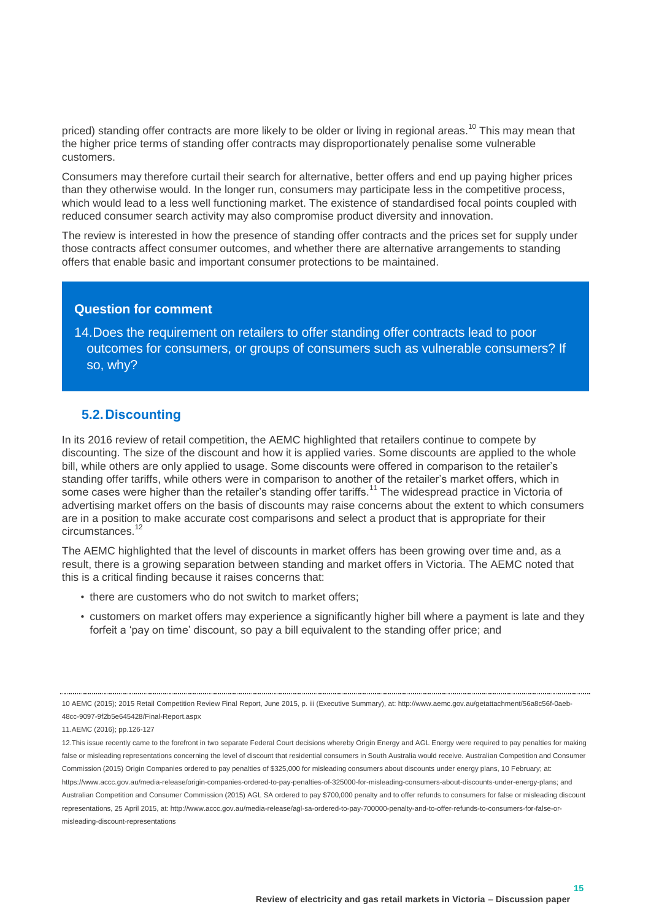priced) standing offer contracts are more likely to be older or living in regional areas.[10] This may mean that the higher price terms of standing offer contracts may disproportionately penalise some vulnerable customers.

Consumers may therefore curtail their search for alternative, better offers and end up paying higher prices than they otherwise would. In the longer run, consumers may participate less in the competitive process, which would lead to a less well functioning market. The existence of standardised focal points coupled with reduced consumer search activity may also compromise product diversity and innovation.

The review is interested in how the presence of standing offer contracts and the prices set for supply under those contracts affect consumer outcomes, and whether there are alternative arrangements to standing offers that enable basic and important consumer protections to be maintained.

> **Question for comment**
>
> 14. Does the requirement on retailers to offer standing offer contracts lead to poor outcomes for consumers, or groups of consumers such as vulnerable consumers? If so, why?

## 5.2. Discounting

In its 2016 review of retail competition, the AEMC highlighted that retailers continue to compete by discounting. The size of the discount and how it is applied varies. Some discounts are applied to the whole bill, while others are only applied to usage. Some discounts were offered in comparison to the retailer's standing offer tariffs, while others were in comparison to another of the retailer's market offers, which in some cases were higher than the retailer's standing offer tariffs.[11] The widespread practice in Victoria of advertising market offers on the basis of discounts may raise concerns about the extent to which consumers are in a position to make accurate cost comparisons and select a product that is appropriate for their circumstances.[12]

The AEMC highlighted that the level of discounts in market offers has been growing over time and, as a result, there is a growing separation between standing and market offers in Victoria. The AEMC noted that this is a critical finding because it raises concerns that:

- there are customers who do not switch to market offers;
- customers on market offers may experience a significantly higher bill where a payment is late and they forfeit a 'pay on time' discount, so pay a bill equivalent to the standing offer price; and

---

10 AEMC (2015); 2015 Retail Competition Review Final Report, June 2015, p. iii (Executive Summary), at: http://www.aemc.gov.au/getattachment/56a8c56f-0aeb-48cc-9097-9f2b5e645428/Final-Report.aspx

11. AEMC (2016); pp.126-127

12. This issue recently came to the forefront in two separate Federal Court decisions whereby Origin Energy and AGL Energy were required to pay penalties for making false or misleading representations concerning the level of discount that residential consumers in South Australia would receive. Australian Competition and Consumer Commission (2015) Origin Companies ordered to pay penalties of $325,000 for misleading consumers about discounts under energy plans, 10 February; at: https://www.accc.gov.au/media-release/origin-companies-ordered-to-pay-penalties-of-325000-for-misleading-consumers-about-discounts-under-energy-plans; and Australian Competition and Consumer Commission (2015) AGL SA ordered to pay $700,000 penalty and to offer refunds to consumers for false or misleading discount representations, 25 April 2015, at: http://www.accc.gov.au/media-release/agl-sa-ordered-to-pay-700000-penalty-and-to-offer-refunds-to-consumers-for-false-or-misleading-discount-representations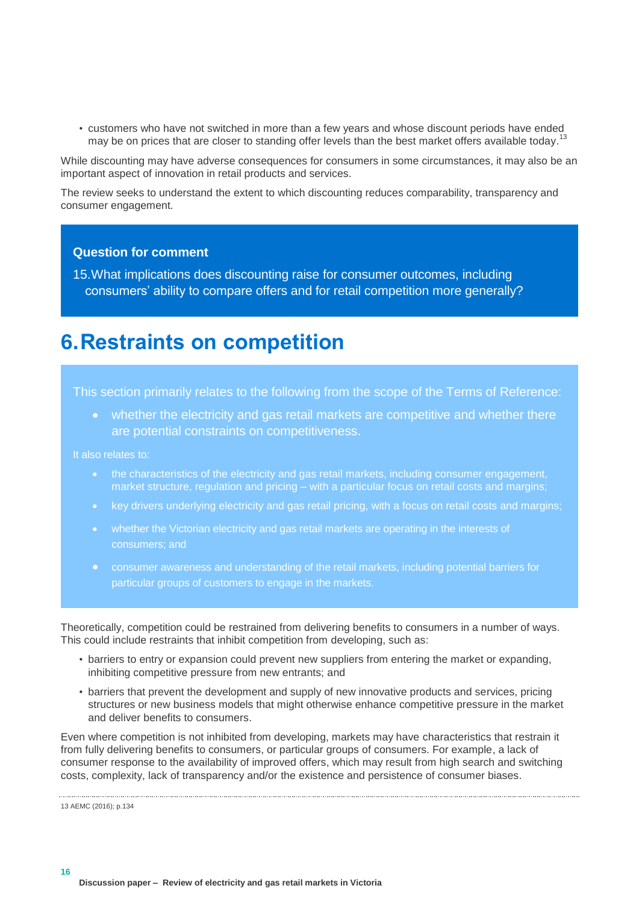- customers who have not switched in more than a few years and whose discount periods have ended may be on prices that are closer to standing offer levels than the best market offers available today.[13]

While discounting may have adverse consequences for consumers in some circumstances, it may also be an important aspect of innovation in retail products and services.

The review seeks to understand the extent to which discounting reduces comparability, transparency and consumer engagement.

> **Question for comment**
>
> 15. What implications does discounting raise for consumer outcomes, including consumers' ability to compare offers and for retail competition more generally?

# 6. Restraints on competition

> This section primarily relates to the following from the scope of the Terms of Reference:
>
> - whether the electricity and gas retail markets are competitive and whether there are potential constraints on competitiveness.
>
> It also relates to:
>
> - the characteristics of the electricity and gas retail markets, including consumer engagement, market structure, regulation and pricing – with a particular focus on retail costs and margins;
> - key drivers underlying electricity and gas retail pricing, with a focus on retail costs and margins;
> - whether the Victorian electricity and gas retail markets are operating in the interests of consumers; and
> - consumer awareness and understanding of the retail markets, including potential barriers for particular groups of customers to engage in the markets.

Theoretically, competition could be restrained from delivering benefits to consumers in a number of ways. This could include restraints that inhibit competition from developing, such as:

- barriers to entry or expansion could prevent new suppliers from entering the market or expanding, inhibiting competitive pressure from new entrants; and
- barriers that prevent the development and supply of new innovative products and services, pricing structures or new business models that might otherwise enhance competitive pressure in the market and deliver benefits to consumers.

Even where competition is not inhibited from developing, markets may have characteristics that restrain it from fully delivering benefits to consumers, or particular groups of consumers. For example, a lack of consumer response to the availability of improved offers, which may result from high search and switching costs, complexity, lack of transparency and/or the existence and persistence of consumer biases.

13 AEMC (2016); p.134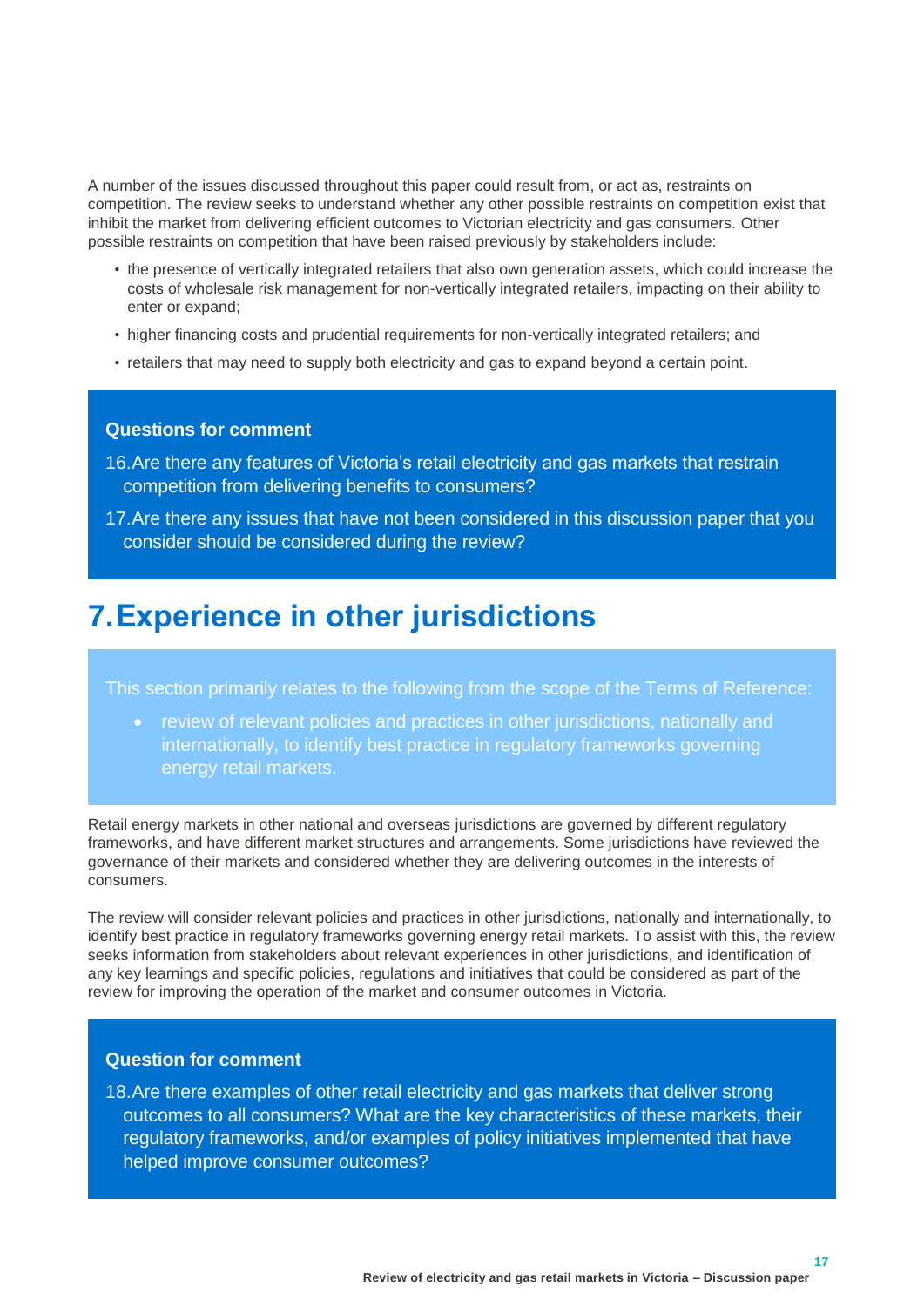A number of the issues discussed throughout this paper could result from, or act as, restraints on competition. The review seeks to understand whether any other possible restraints on competition exist that inhibit the market from delivering efficient outcomes to Victorian electricity and gas consumers. Other possible restraints on competition that have been raised previously by stakeholders include:

- the presence of vertically integrated retailers that also own generation assets, which could increase the costs of wholesale risk management for non-vertically integrated retailers, impacting on their ability to enter or expand;
- higher financing costs and prudential requirements for non-vertically integrated retailers; and
- retailers that may need to supply both electricity and gas to expand beyond a certain point.

**Questions for comment**

16. Are there any features of Victoria's retail electricity and gas markets that restrain competition from delivering benefits to consumers?

17. Are there any issues that have not been considered in this discussion paper that you consider should be considered during the review?

# 7. Experience in other jurisdictions

This section primarily relates to the following from the scope of the Terms of Reference:

- review of relevant policies and practices in other jurisdictions, nationally and internationally, to identify best practice in regulatory frameworks governing energy retail markets.

Retail energy markets in other national and overseas jurisdictions are governed by different regulatory frameworks, and have different market structures and arrangements. Some jurisdictions have reviewed the governance of their markets and considered whether they are delivering outcomes in the interests of consumers.

The review will consider relevant policies and practices in other jurisdictions, nationally and internationally, to identify best practice in regulatory frameworks governing energy retail markets. To assist with this, the review seeks information from stakeholders about relevant experiences in other jurisdictions, and identification of any key learnings and specific policies, regulations and initiatives that could be considered as part of the review for improving the operation of the market and consumer outcomes in Victoria.

**Question for comment**

18. Are there examples of other retail electricity and gas markets that deliver strong outcomes to all consumers? What are the key characteristics of these markets, their regulatory frameworks, and/or examples of policy initiatives implemented that have helped improve consumer outcomes?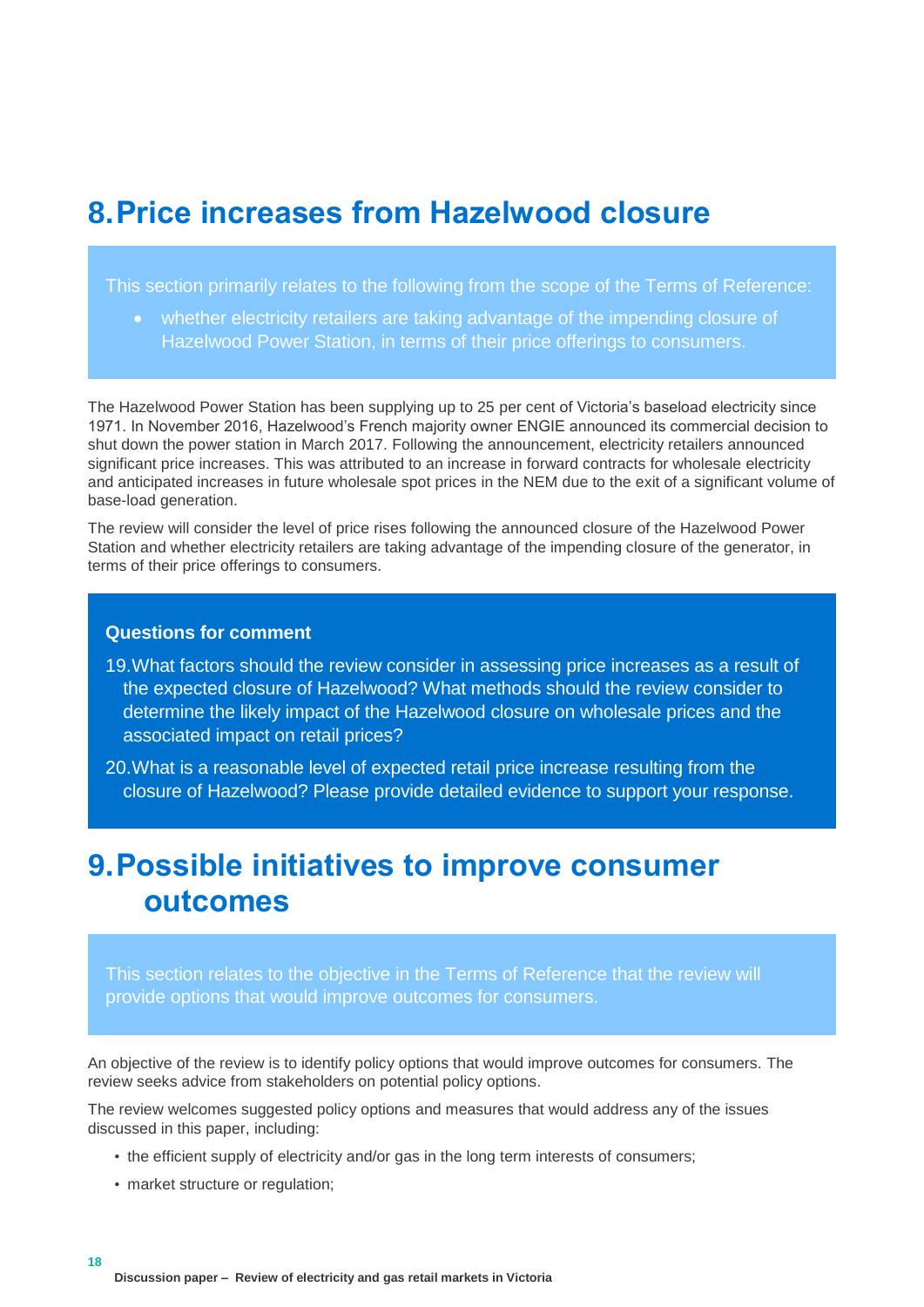# 8. Price increases from Hazelwood closure

This section primarily relates to the following from the scope of the Terms of Reference:

- whether electricity retailers are taking advantage of the impending closure of Hazelwood Power Station, in terms of their price offerings to consumers.

The Hazelwood Power Station has been supplying up to 25 per cent of Victoria's baseload electricity since 1971. In November 2016, Hazelwood's French majority owner ENGIE announced its commercial decision to shut down the power station in March 2017. Following the announcement, electricity retailers announced significant price increases. This was attributed to an increase in forward contracts for wholesale electricity and anticipated increases in future wholesale spot prices in the NEM due to the exit of a significant volume of base-load generation.

The review will consider the level of price rises following the announced closure of the Hazelwood Power Station and whether electricity retailers are taking advantage of the impending closure of the generator, in terms of their price offerings to consumers.

**Questions for comment**

19. What factors should the review consider in assessing price increases as a result of the expected closure of Hazelwood? What methods should the review consider to determine the likely impact of the Hazelwood closure on wholesale prices and the associated impact on retail prices?
20. What is a reasonable level of expected retail price increase resulting from the closure of Hazelwood? Please provide detailed evidence to support your response.

# 9. Possible initiatives to improve consumer outcomes

This section relates to the objective in the Terms of Reference that the review will provide options that would improve outcomes for consumers.

An objective of the review is to identify policy options that would improve outcomes for consumers. The review seeks advice from stakeholders on potential policy options.

The review welcomes suggested policy options and measures that would address any of the issues discussed in this paper, including:

- the efficient supply of electricity and/or gas in the long term interests of consumers;
- market structure or regulation;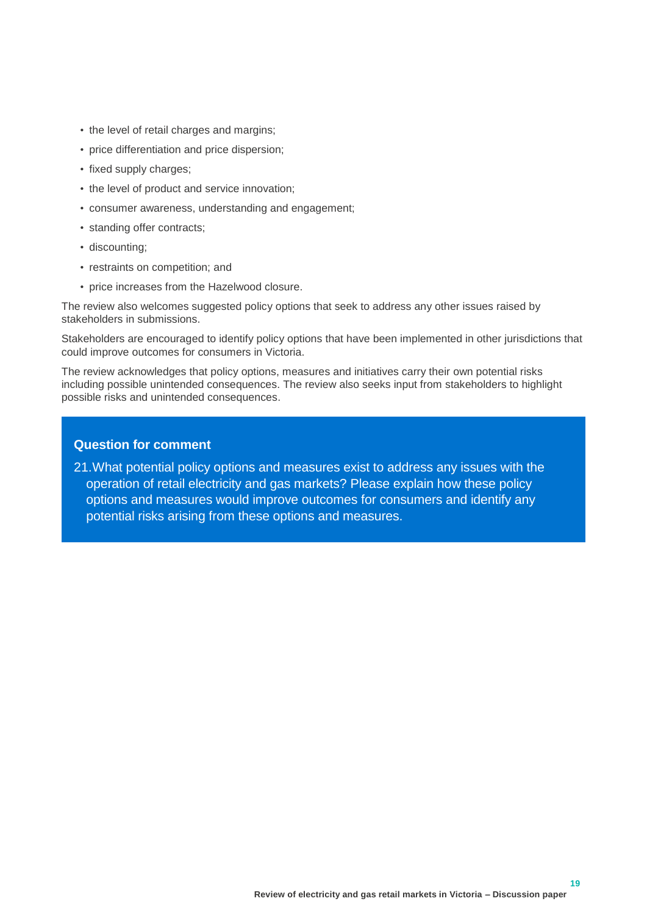- the level of retail charges and margins;
- price differentiation and price dispersion;
- fixed supply charges;
- the level of product and service innovation;
- consumer awareness, understanding and engagement;
- standing offer contracts;
- discounting;
- restraints on competition; and
- price increases from the Hazelwood closure.

The review also welcomes suggested policy options that seek to address any other issues raised by stakeholders in submissions.

Stakeholders are encouraged to identify policy options that have been implemented in other jurisdictions that could improve outcomes for consumers in Victoria.

The review acknowledges that policy options, measures and initiatives carry their own potential risks including possible unintended consequences. The review also seeks input from stakeholders to highlight possible risks and unintended consequences.

**Question for comment**

21. What potential policy options and measures exist to address any issues with the operation of retail electricity and gas markets? Please explain how these policy options and measures would improve outcomes for consumers and identify any potential risks arising from these options and measures.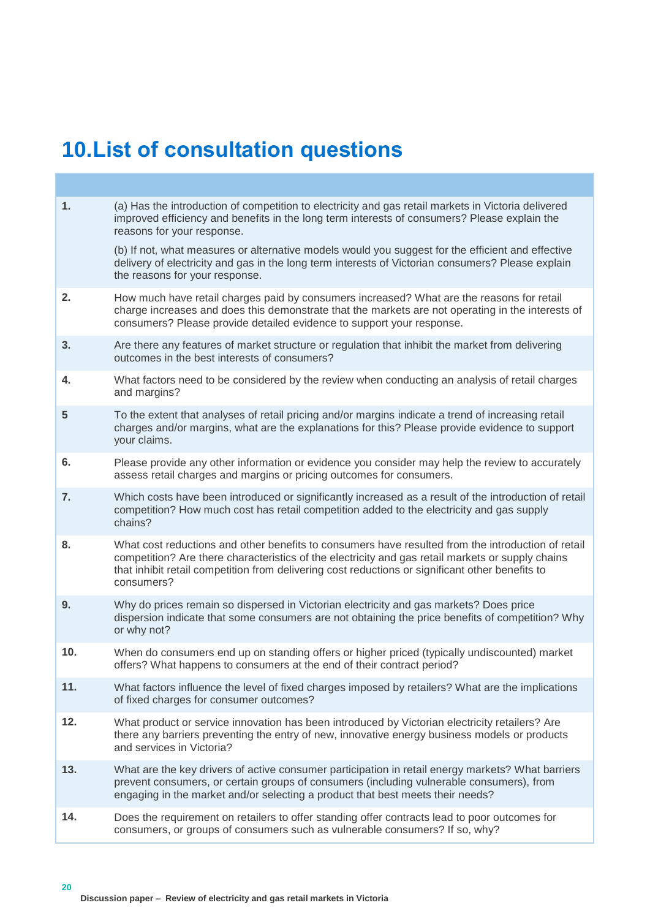# 10. List of consultation questions

| | |
|---|---|
| 1. | (a) Has the introduction of competition to electricity and gas retail markets in Victoria delivered improved efficiency and benefits in the long term interests of consumers? Please explain the reasons for your response.<br><br>(b) If not, what measures or alternative models would you suggest for the efficient and effective delivery of electricity and gas in the long term interests of Victorian consumers? Please explain the reasons for your response. |
| 2. | How much have retail charges paid by consumers increased? What are the reasons for retail charge increases and does this demonstrate that the markets are not operating in the interests of consumers? Please provide detailed evidence to support your response. |
| 3. | Are there any features of market structure or regulation that inhibit the market from delivering outcomes in the best interests of consumers? |
| 4. | What factors need to be considered by the review when conducting an analysis of retail charges and margins? |
| 5 | To the extent that analyses of retail pricing and/or margins indicate a trend of increasing retail charges and/or margins, what are the explanations for this? Please provide evidence to support your claims. |
| 6. | Please provide any other information or evidence you consider may help the review to accurately assess retail charges and margins or pricing outcomes for consumers. |
| 7. | Which costs have been introduced or significantly increased as a result of the introduction of retail competition? How much cost has retail competition added to the electricity and gas supply chains? |
| 8. | What cost reductions and other benefits to consumers have resulted from the introduction of retail competition? Are there characteristics of the electricity and gas retail markets or supply chains that inhibit retail competition from delivering cost reductions or significant other benefits to consumers? |
| 9. | Why do prices remain so dispersed in Victorian electricity and gas markets? Does price dispersion indicate that some consumers are not obtaining the price benefits of competition? Why or why not? |
| 10. | When do consumers end up on standing offers or higher priced (typically undiscounted) market offers? What happens to consumers at the end of their contract period? |
| 11. | What factors influence the level of fixed charges imposed by retailers? What are the implications of fixed charges for consumer outcomes? |
| 12. | What product or service innovation has been introduced by Victorian electricity retailers? Are there any barriers preventing the entry of new, innovative energy business models or products and services in Victoria? |
| 13. | What are the key drivers of active consumer participation in retail energy markets? What barriers prevent consumers, or certain groups of consumers (including vulnerable consumers), from engaging in the market and/or selecting a product that best meets their needs? |
| 14. | Does the requirement on retailers to offer standing offer contracts lead to poor outcomes for consumers, or groups of consumers such as vulnerable consumers? If so, why? |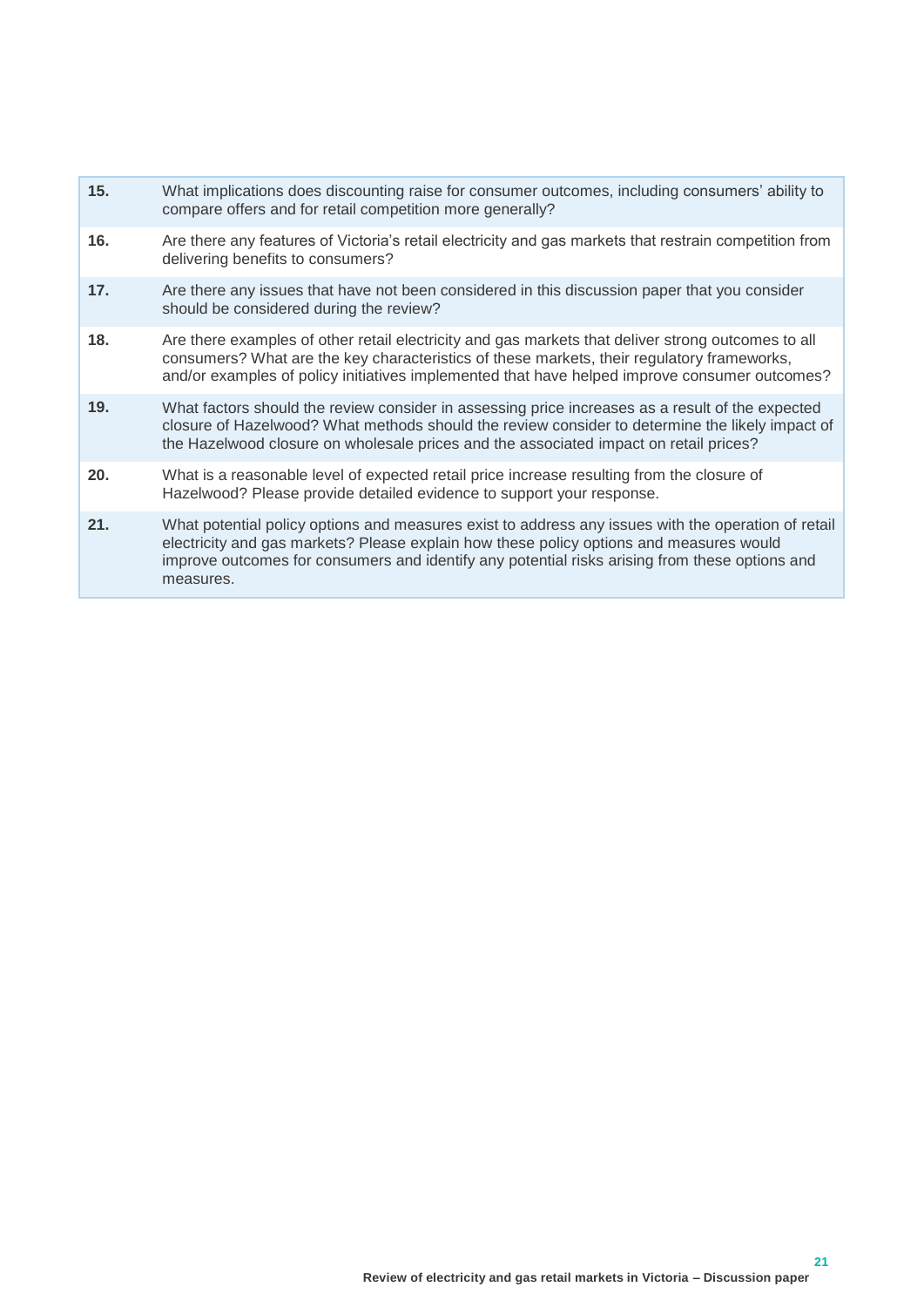| | |
|---|---|
| **15.** | What implications does discounting raise for consumer outcomes, including consumers' ability to compare offers and for retail competition more generally? |
| **16.** | Are there any features of Victoria's retail electricity and gas markets that restrain competition from delivering benefits to consumers? |
| **17.** | Are there any issues that have not been considered in this discussion paper that you consider should be considered during the review? |
| **18.** | Are there examples of other retail electricity and gas markets that deliver strong outcomes to all consumers? What are the key characteristics of these markets, their regulatory frameworks, and/or examples of policy initiatives implemented that have helped improve consumer outcomes? |
| **19.** | What factors should the review consider in assessing price increases as a result of the expected closure of Hazelwood? What methods should the review consider to determine the likely impact of the Hazelwood closure on wholesale prices and the associated impact on retail prices? |
| **20.** | What is a reasonable level of expected retail price increase resulting from the closure of Hazelwood? Please provide detailed evidence to support your response. |
| **21.** | What potential policy options and measures exist to address any issues with the operation of retail electricity and gas markets? Please explain how these policy options and measures would improve outcomes for consumers and identify any potential risks arising from these options and measures. |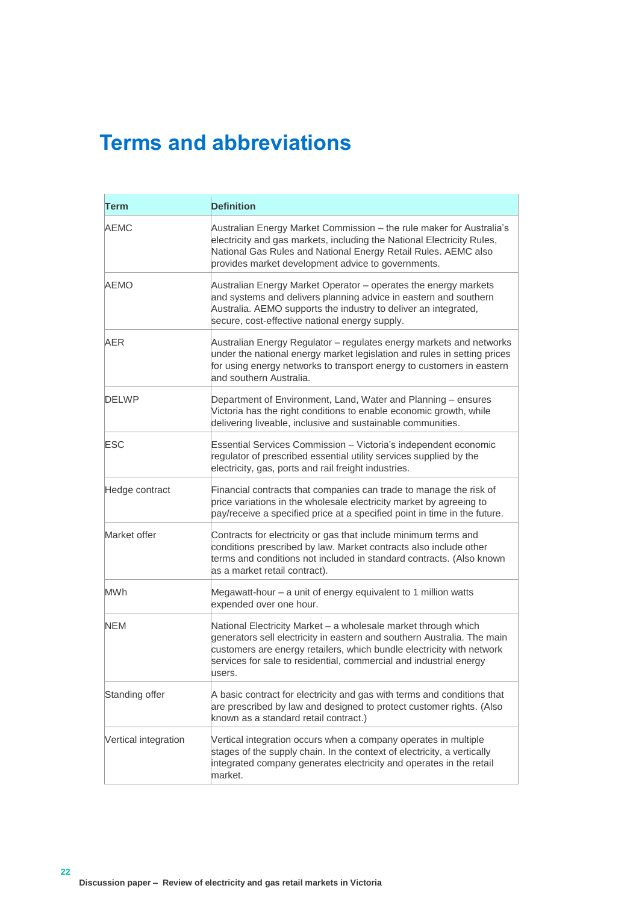# Terms and abbreviations

| Term | Definition |
|---|---|
| AEMC | Australian Energy Market Commission – the rule maker for Australia's electricity and gas markets, including the National Electricity Rules, National Gas Rules and National Energy Retail Rules. AEMC also provides market development advice to governments. |
| AEMO | Australian Energy Market Operator – operates the energy markets and systems and delivers planning advice in eastern and southern Australia. AEMO supports the industry to deliver an integrated, secure, cost-effective national energy supply. |
| AER | Australian Energy Regulator – regulates energy markets and networks under the national energy market legislation and rules in setting prices for using energy networks to transport energy to customers in eastern and southern Australia. |
| DELWP | Department of Environment, Land, Water and Planning – ensures Victoria has the right conditions to enable economic growth, while delivering liveable, inclusive and sustainable communities. |
| ESC | Essential Services Commission – Victoria's independent economic regulator of prescribed essential utility services supplied by the electricity, gas, ports and rail freight industries. |
| Hedge contract | Financial contracts that companies can trade to manage the risk of price variations in the wholesale electricity market by agreeing to pay/receive a specified price at a specified point in time in the future. |
| Market offer | Contracts for electricity or gas that include minimum terms and conditions prescribed by law. Market contracts also include other terms and conditions not included in standard contracts. (Also known as a market retail contract). |
| MWh | Megawatt-hour – a unit of energy equivalent to 1 million watts expended over one hour. |
| NEM | National Electricity Market – a wholesale market through which generators sell electricity in eastern and southern Australia. The main customers are energy retailers, which bundle electricity with network services for sale to residential, commercial and industrial energy users. |
| Standing offer | A basic contract for electricity and gas with terms and conditions that are prescribed by law and designed to protect customer rights. (Also known as a standard retail contract.) |
| Vertical integration | Vertical integration occurs when a company operates in multiple stages of the supply chain. In the context of electricity, a vertically integrated company generates electricity and operates in the retail market. |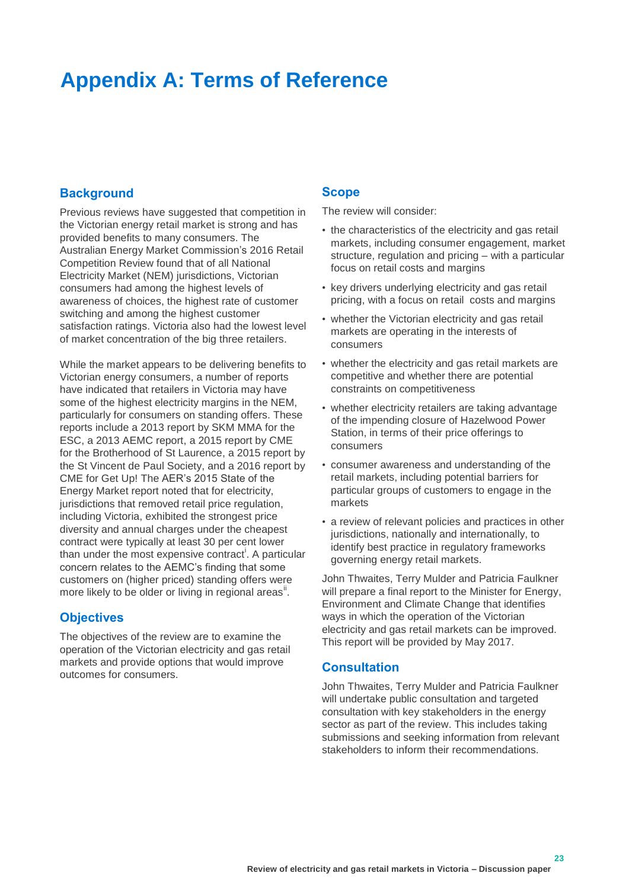# Appendix A: Terms of Reference

## Background

Previous reviews have suggested that competition in the Victorian energy retail market is strong and has provided benefits to many consumers. The Australian Energy Market Commission's 2016 Retail Competition Review found that of all National Electricity Market (NEM) jurisdictions, Victorian consumers had among the highest levels of awareness of choices, the highest rate of customer switching and among the highest customer satisfaction ratings. Victoria also had the lowest level of market concentration of the big three retailers.

While the market appears to be delivering benefits to Victorian energy consumers, a number of reports have indicated that retailers in Victoria may have some of the highest electricity margins in the NEM, particularly for consumers on standing offers. These reports include a 2013 report by SKM MMA for the ESC, a 2013 AEMC report, a 2015 report by CME for the Brotherhood of St Laurence, a 2015 report by the St Vincent de Paul Society, and a 2016 report by CME for Get Up! The AER's 2015 State of the Energy Market report noted that for electricity, jurisdictions that removed retail price regulation, including Victoria, exhibited the strongest price diversity and annual charges under the cheapest contract were typically at least 30 per cent lower than under the most expensive contract[i]. A particular concern relates to the AEMC's finding that some customers on (higher priced) standing offers were more likely to be older or living in regional areas[ii].

## Objectives

The objectives of the review are to examine the operation of the Victorian electricity and gas retail markets and provide options that would improve outcomes for consumers.

## Scope

The review will consider:

- the characteristics of the electricity and gas retail markets, including consumer engagement, market structure, regulation and pricing – with a particular focus on retail costs and margins
- key drivers underlying electricity and gas retail pricing, with a focus on retail costs and margins
- whether the Victorian electricity and gas retail markets are operating in the interests of consumers
- whether the electricity and gas retail markets are competitive and whether there are potential constraints on competitiveness
- whether electricity retailers are taking advantage of the impending closure of Hazelwood Power Station, in terms of their price offerings to consumers
- consumer awareness and understanding of the retail markets, including potential barriers for particular groups of customers to engage in the markets
- a review of relevant policies and practices in other jurisdictions, nationally and internationally, to identify best practice in regulatory frameworks governing energy retail markets.

John Thwaites, Terry Mulder and Patricia Faulkner will prepare a final report to the Minister for Energy, Environment and Climate Change that identifies ways in which the operation of the Victorian electricity and gas retail markets can be improved. This report will be provided by May 2017.

## Consultation

John Thwaites, Terry Mulder and Patricia Faulkner will undertake public consultation and targeted consultation with key stakeholders in the energy sector as part of the review. This includes taking submissions and seeking information from relevant stakeholders to inform their recommendations.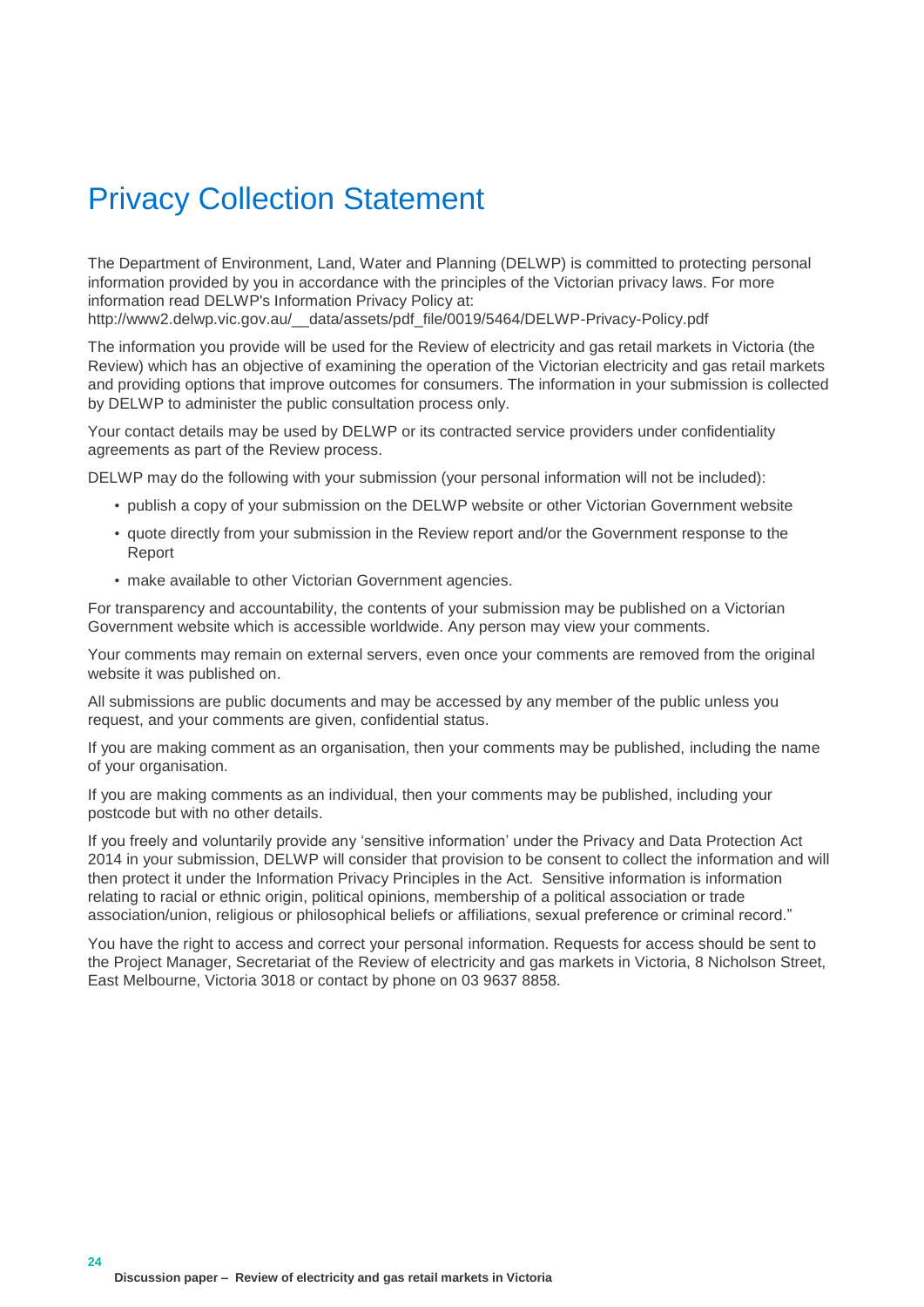# Privacy Collection Statement

The Department of Environment, Land, Water and Planning (DELWP) is committed to protecting personal information provided by you in accordance with the principles of the Victorian privacy laws. For more information read DELWP's Information Privacy Policy at:
http://www2.delwp.vic.gov.au/__data/assets/pdf_file/0019/5464/DELWP-Privacy-Policy.pdf

The information you provide will be used for the Review of electricity and gas retail markets in Victoria (the Review) which has an objective of examining the operation of the Victorian electricity and gas retail markets and providing options that improve outcomes for consumers. The information in your submission is collected by DELWP to administer the public consultation process only.

Your contact details may be used by DELWP or its contracted service providers under confidentiality agreements as part of the Review process.

DELWP may do the following with your submission (your personal information will not be included):

- publish a copy of your submission on the DELWP website or other Victorian Government website
- quote directly from your submission in the Review report and/or the Government response to the Report
- make available to other Victorian Government agencies.

For transparency and accountability, the contents of your submission may be published on a Victorian Government website which is accessible worldwide. Any person may view your comments.

Your comments may remain on external servers, even once your comments are removed from the original website it was published on.

All submissions are public documents and may be accessed by any member of the public unless you request, and your comments are given, confidential status.

If you are making comment as an organisation, then your comments may be published, including the name of your organisation.

If you are making comments as an individual, then your comments may be published, including your postcode but with no other details.

If you freely and voluntarily provide any 'sensitive information' under the Privacy and Data Protection Act 2014 in your submission, DELWP will consider that provision to be consent to collect the information and will then protect it under the Information Privacy Principles in the Act. Sensitive information is information relating to racial or ethnic origin, political opinions, membership of a political association or trade association/union, religious or philosophical beliefs or affiliations, sexual preference or criminal record."

You have the right to access and correct your personal information. Requests for access should be sent to the Project Manager, Secretariat of the Review of electricity and gas markets in Victoria, 8 Nicholson Street, East Melbourne, Victoria 3018 or contact by phone on 03 9637 8858.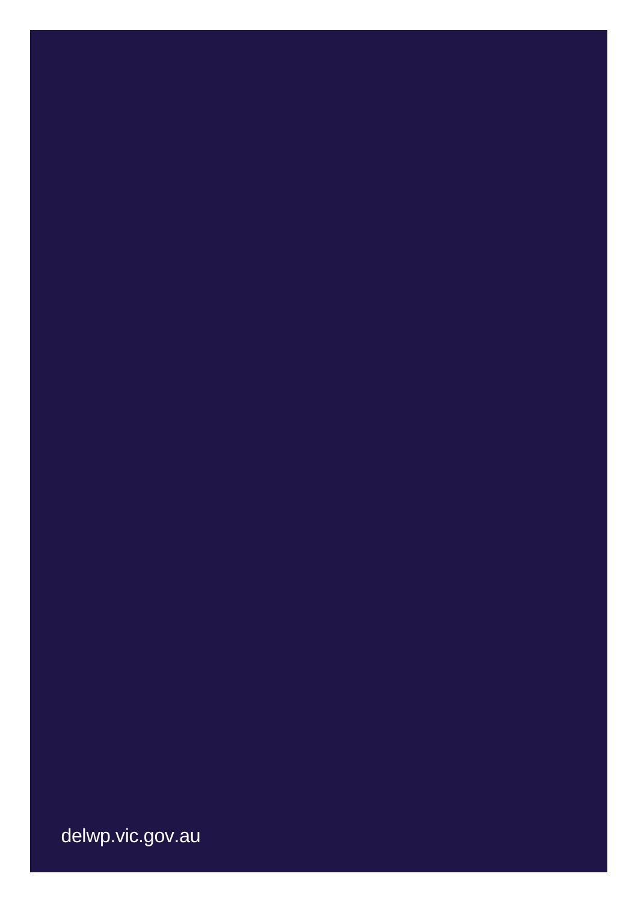delwp.vic.gov.au